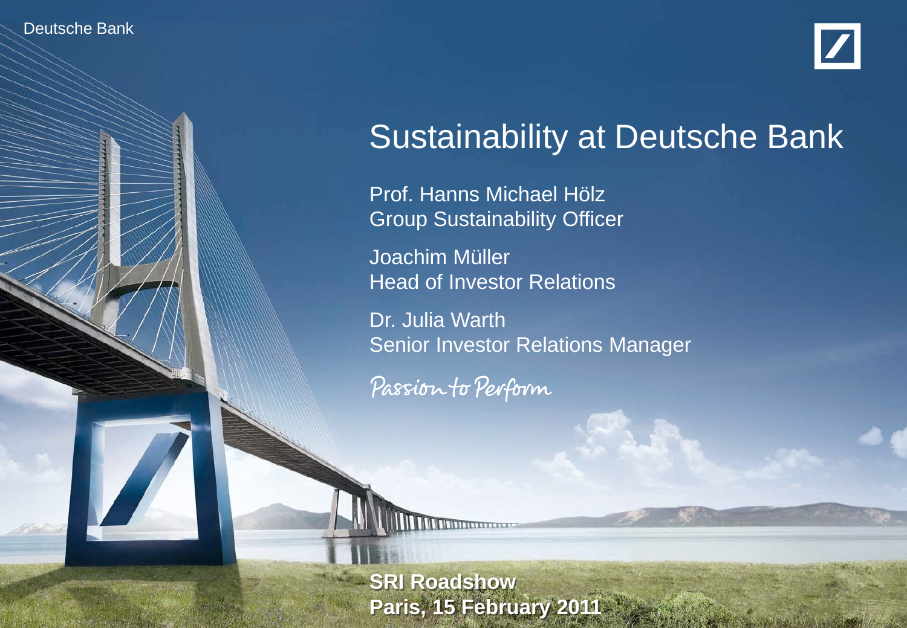Deutsche Bank

# Sustainability at Deutsche Bank

Prof. Hanns Michael Hölz
Group Sustainability Officer

Joachim Müller
Head of Investor Relations

Dr. Julia Warth
Senior Investor Relations Manager

Passion to Perform

**SRI Roadshow**
**Paris, 15 February 2011**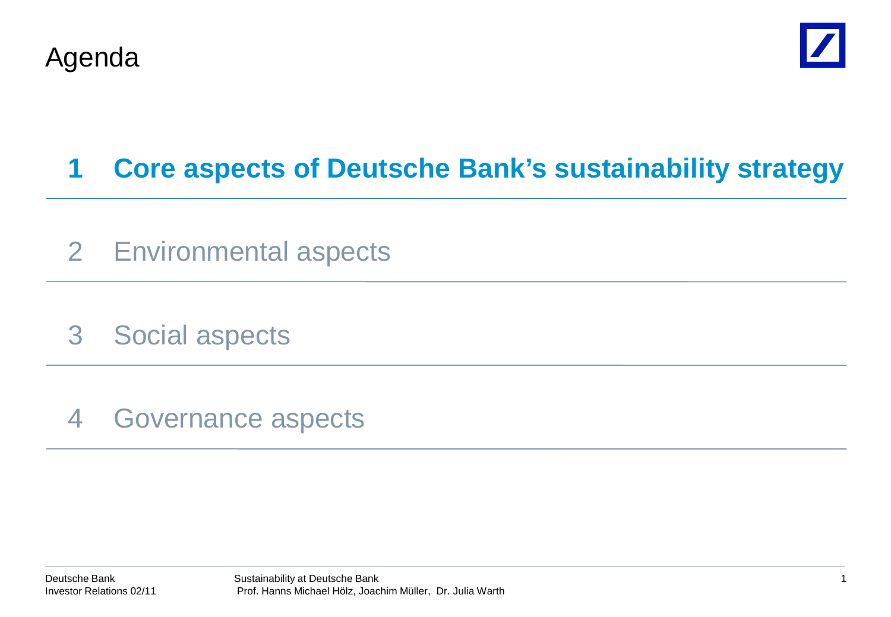# Agenda

1. **Core aspects of Deutsche Bank's sustainability strategy**
2. Environmental aspects
3. Social aspects
4. Governance aspects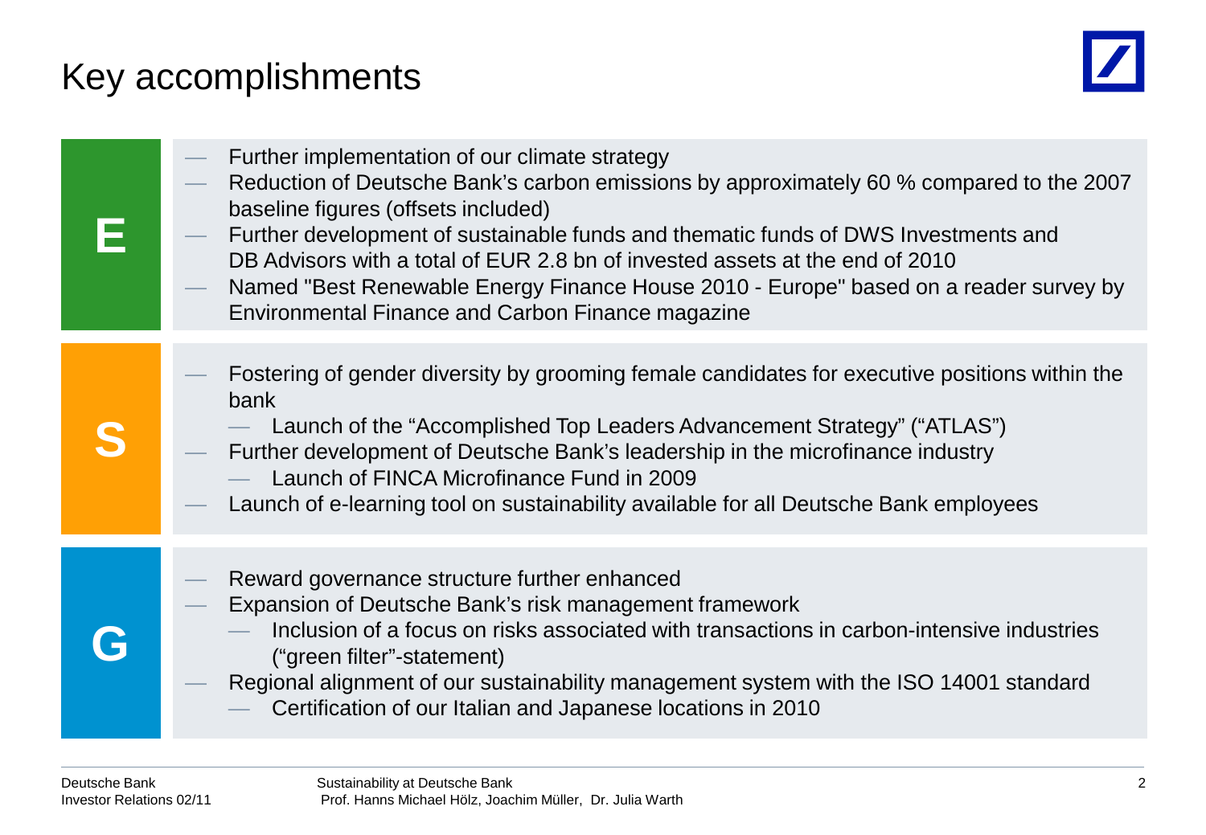# Key accomplishments

**E**

- Further implementation of our climate strategy
- Reduction of Deutsche Bank's carbon emissions by approximately 60 % compared to the 2007 baseline figures (offsets included)
- Further development of sustainable funds and thematic funds of DWS Investments and DB Advisors with a total of EUR 2.8 bn of invested assets at the end of 2010
- Named "Best Renewable Energy Finance House 2010 - Europe" based on a reader survey by Environmental Finance and Carbon Finance magazine

**S**

- Fostering of gender diversity by grooming female candidates for executive positions within the bank
  - Launch of the "Accomplished Top Leaders Advancement Strategy" ("ATLAS")
- Further development of Deutsche Bank's leadership in the microfinance industry
  - Launch of FINCA Microfinance Fund in 2009
- Launch of e-learning tool on sustainability available for all Deutsche Bank employees

**G**

- Reward governance structure further enhanced
- Expansion of Deutsche Bank's risk management framework
  - Inclusion of a focus on risks associated with transactions in carbon-intensive industries ("green filter"-statement)
- Regional alignment of our sustainability management system with the ISO 14001 standard
  - Certification of our Italian and Japanese locations in 2010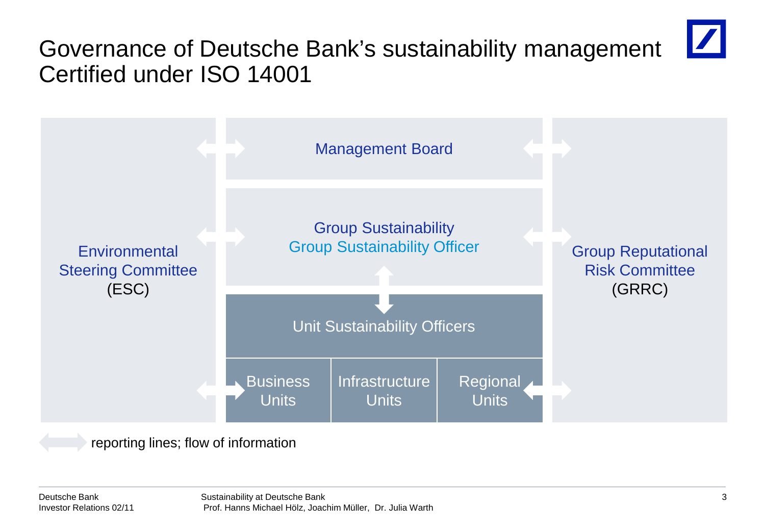# Governance of Deutsche Bank's sustainability management
## Certified under ISO 14001

Environmental Steering Committee (ESC)

Management Board

Group Sustainability
Group Sustainability Officer

Unit Sustainability Officers

Business Units | Infrastructure Units | Regional Units

Group Reputational Risk Committee (GRRC)

reporting lines; flow of information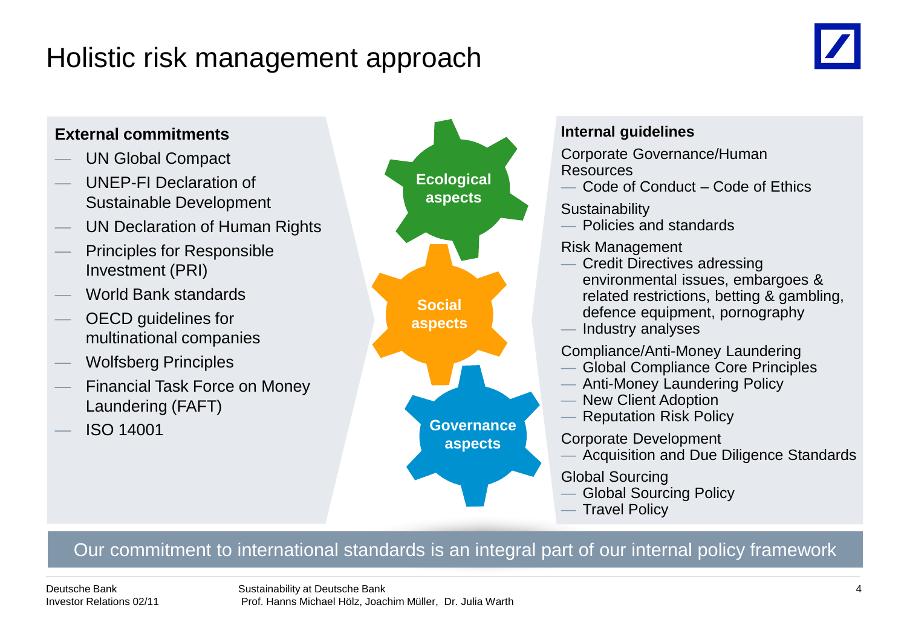# Holistic risk management approach

**External commitments**

- UN Global Compact
- UNEP-FI Declaration of Sustainable Development
- UN Declaration of Human Rights
- Principles for Responsible Investment (PRI)
- World Bank standards
- OECD guidelines for multinational companies
- Wolfsberg Principles
- Financial Task Force on Money Laundering (FAFT)
- ISO 14001

**Ecological aspects**

**Social aspects**

**Governance aspects**

**Internal guidelines**

Corporate Governance/Human Resources

- Code of Conduct – Code of Ethics

Sustainability

- Policies and standards

Risk Management

- Credit Directives adressing environmental issues, embargoes & related restrictions, betting & gambling, defence equipment, pornography
- Industry analyses

Compliance/Anti-Money Laundering

- Global Compliance Core Principles
- Anti-Money Laundering Policy
- New Client Adoption
- Reputation Risk Policy

Corporate Development

- Acquisition and Due Diligence Standards

Global Sourcing

- Global Sourcing Policy
- Travel Policy

Our commitment to international standards is an integral part of our internal policy framework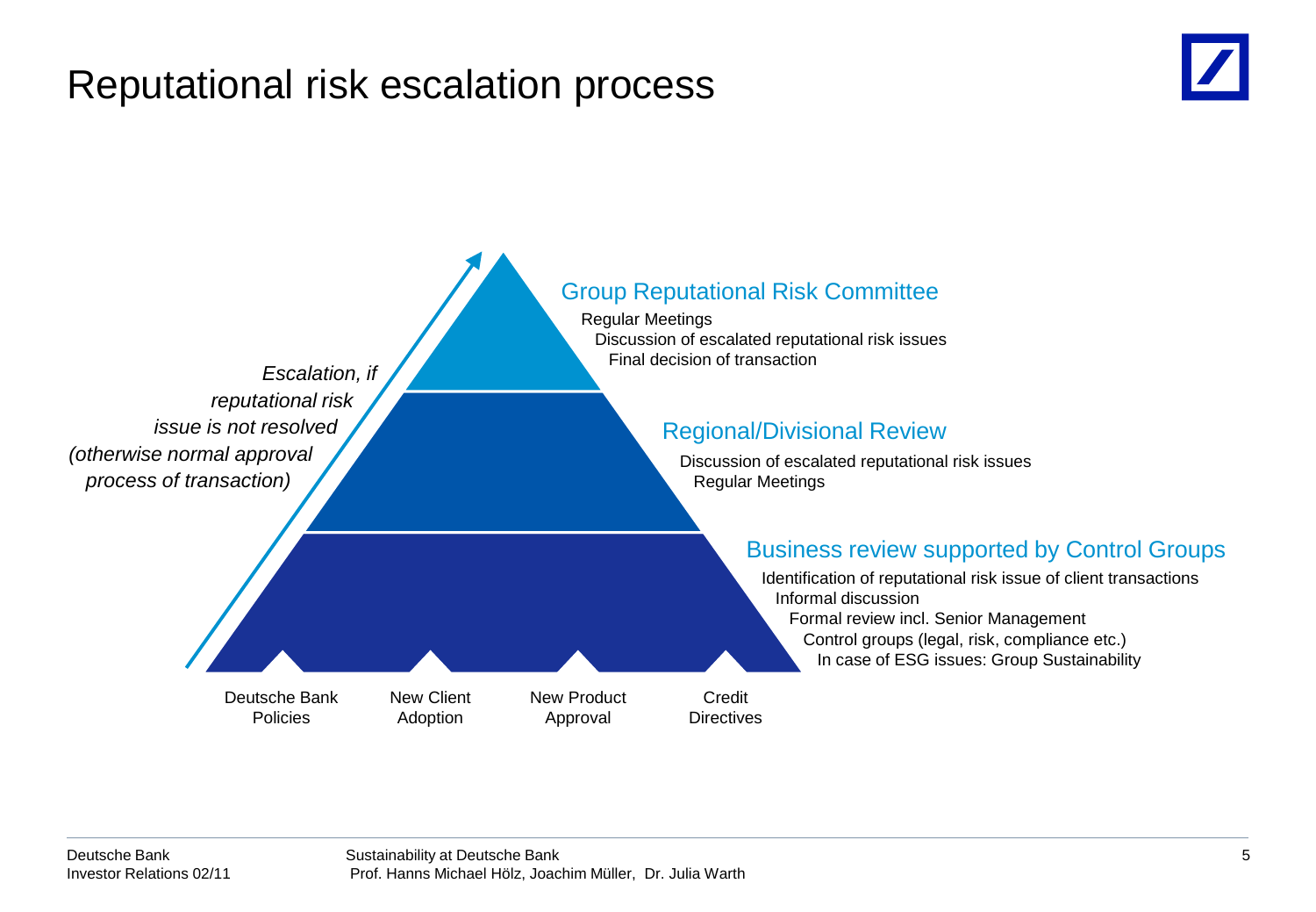# Reputational risk escalation process

*Escalation, if reputational risk issue is not resolved (otherwise normal approval process of transaction)*

## Group Reputational Risk Committee

- Regular Meetings
- Discussion of escalated reputational risk issues
- Final decision of transaction

## Regional/Divisional Review

- Discussion of escalated reputational risk issues
- Regular Meetings

## Business review supported by Control Groups

- Identification of reputational risk issue of client transactions
- Informal discussion
- Formal review incl. Senior Management
- Control groups (legal, risk, compliance etc.)
- In case of ESG issues: Group Sustainability

Deutsche Bank Policies | New Client Adoption | New Product Approval | Credit Directives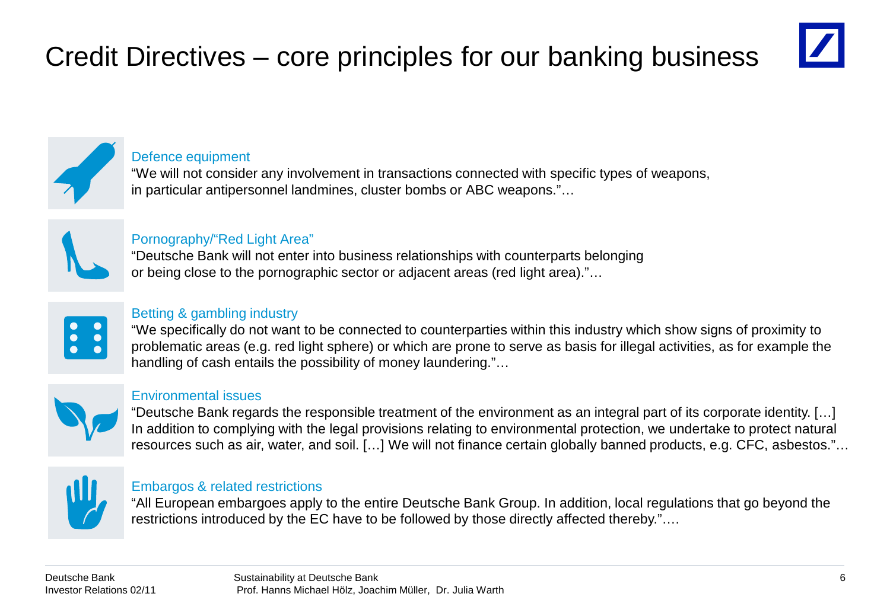# Credit Directives – core principles for our banking business

### Defence equipment

"We will not consider any involvement in transactions connected with specific types of weapons, in particular antipersonnel landmines, cluster bombs or ABC weapons."…

### Pornography/"Red Light Area"

"Deutsche Bank will not enter into business relationships with counterparts belonging or being close to the pornographic sector or adjacent areas (red light area)."…

### Betting & gambling industry

"We specifically do not want to be connected to counterparties within this industry which show signs of proximity to problematic areas (e.g. red light sphere) or which are prone to serve as basis for illegal activities, as for example the handling of cash entails the possibility of money laundering."…

### Environmental issues

"Deutsche Bank regards the responsible treatment of the environment as an integral part of its corporate identity. […] In addition to complying with the legal provisions relating to environmental protection, we undertake to protect natural resources such as air, water, and soil. […] We will not finance certain globally banned products, e.g. CFC, asbestos."…

### Embargos & related restrictions

"All European embargoes apply to the entire Deutsche Bank Group. In addition, local regulations that go beyond the restrictions introduced by the EC have to be followed by those directly affected thereby."….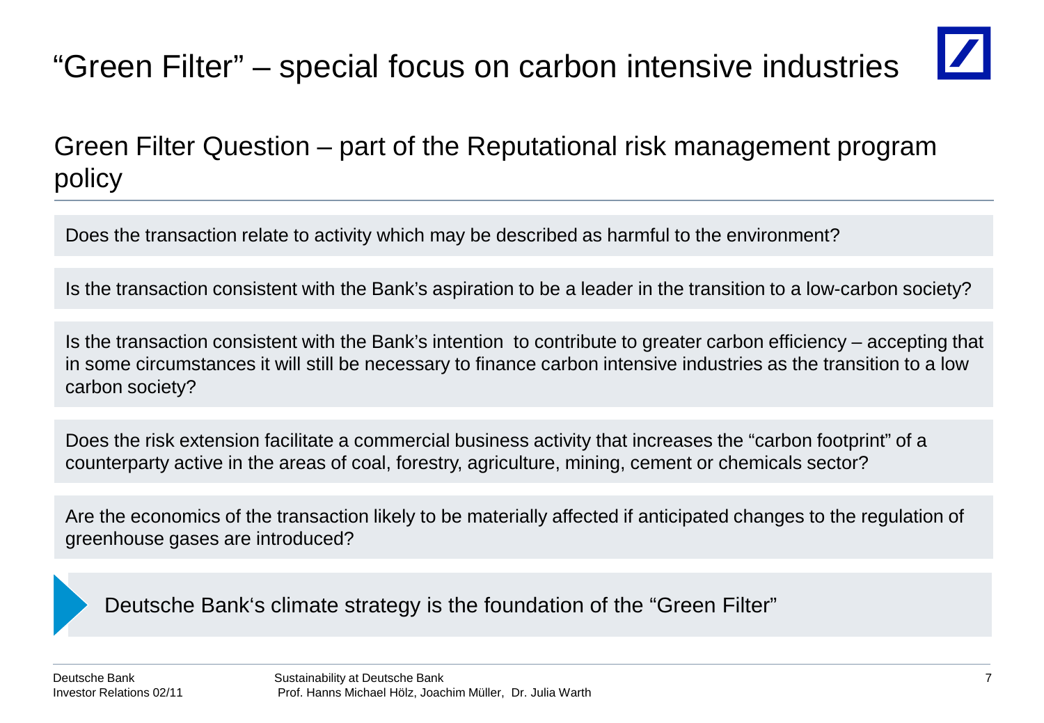# "Green Filter" – special focus on carbon intensive industries

## Green Filter Question – part of the Reputational risk management program policy

Does the transaction relate to activity which may be described as harmful to the environment?

Is the transaction consistent with the Bank's aspiration to be a leader in the transition to a low-carbon society?

Is the transaction consistent with the Bank's intention to contribute to greater carbon efficiency – accepting that in some circumstances it will still be necessary to finance carbon intensive industries as the transition to a low carbon society?

Does the risk extension facilitate a commercial business activity that increases the "carbon footprint" of a counterparty active in the areas of coal, forestry, agriculture, mining, cement or chemicals sector?

Are the economics of the transaction likely to be materially affected if anticipated changes to the regulation of greenhouse gases are introduced?

Deutsche Bank's climate strategy is the foundation of the "Green Filter"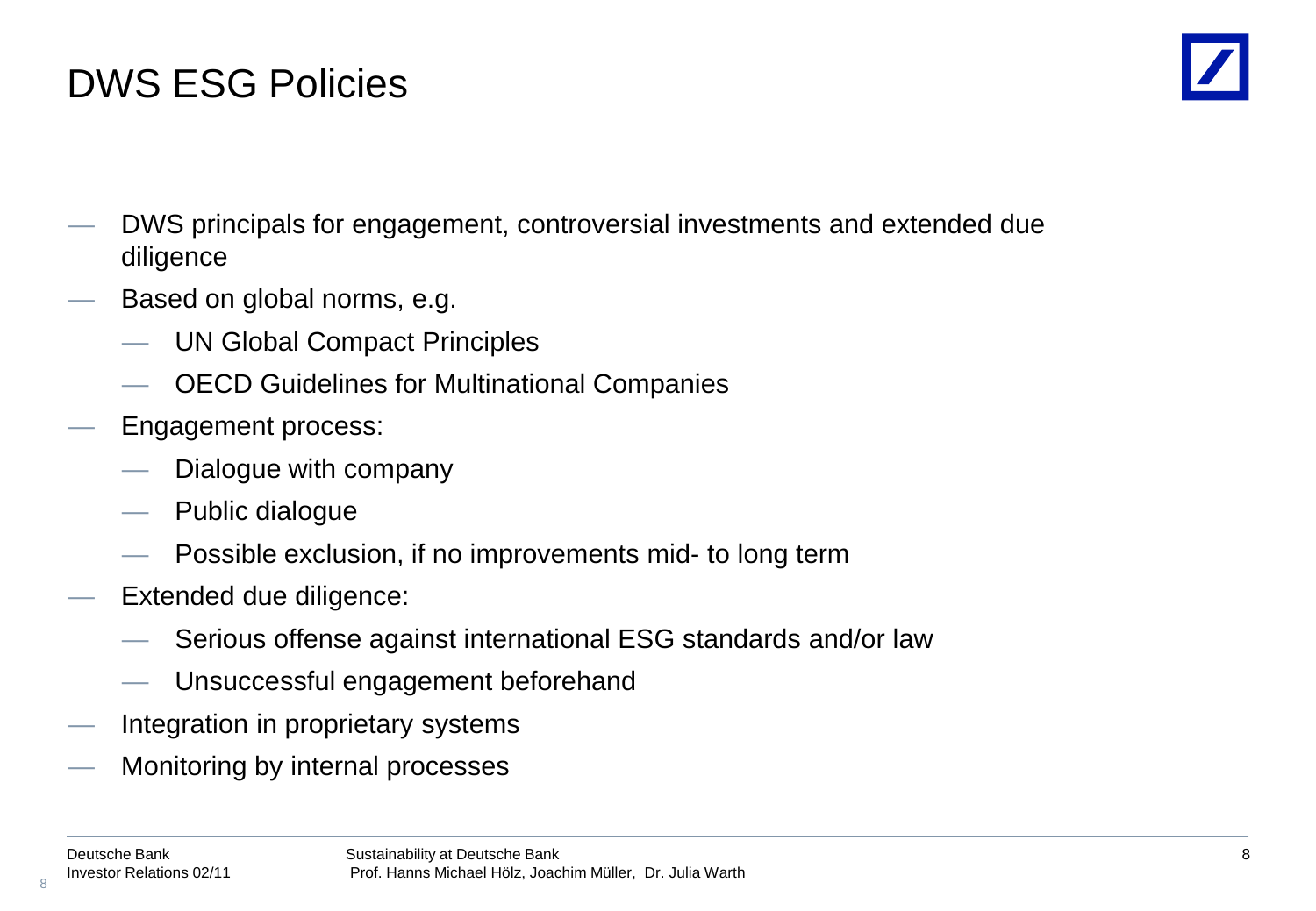# DWS ESG Policies

- DWS principals for engagement, controversial investments and extended due diligence
- Based on global norms, e.g.
  - UN Global Compact Principles
  - OECD Guidelines for Multinational Companies
- Engagement process:
  - Dialogue with company
  - Public dialogue
  - Possible exclusion, if no improvements mid- to long term
- Extended due diligence:
  - Serious offense against international ESG standards and/or law
  - Unsuccessful engagement beforehand
- Integration in proprietary systems
- Monitoring by internal processes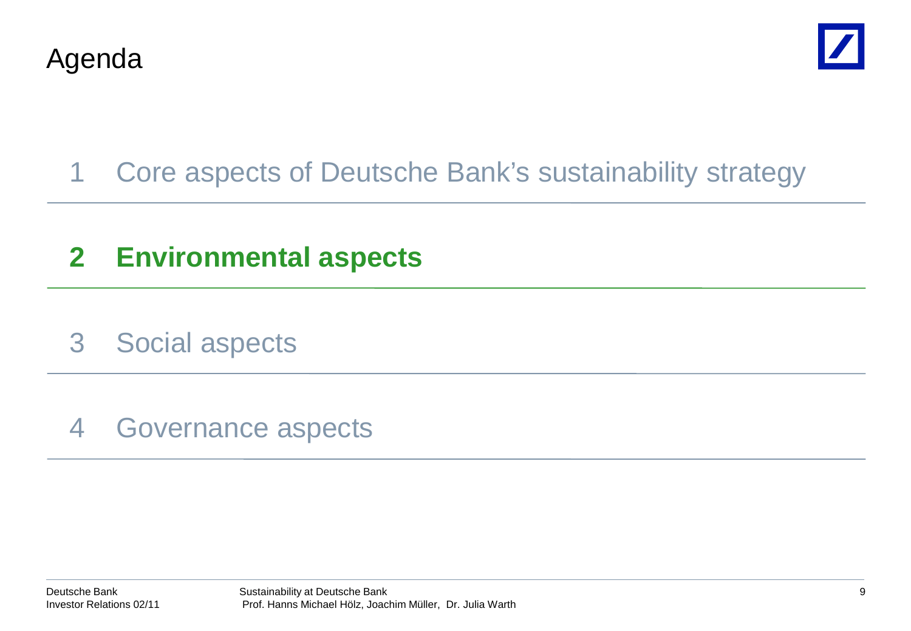# Agenda

1 Core aspects of Deutsche Bank's sustainability strategy

**2 Environmental aspects**

3 Social aspects

4 Governance aspects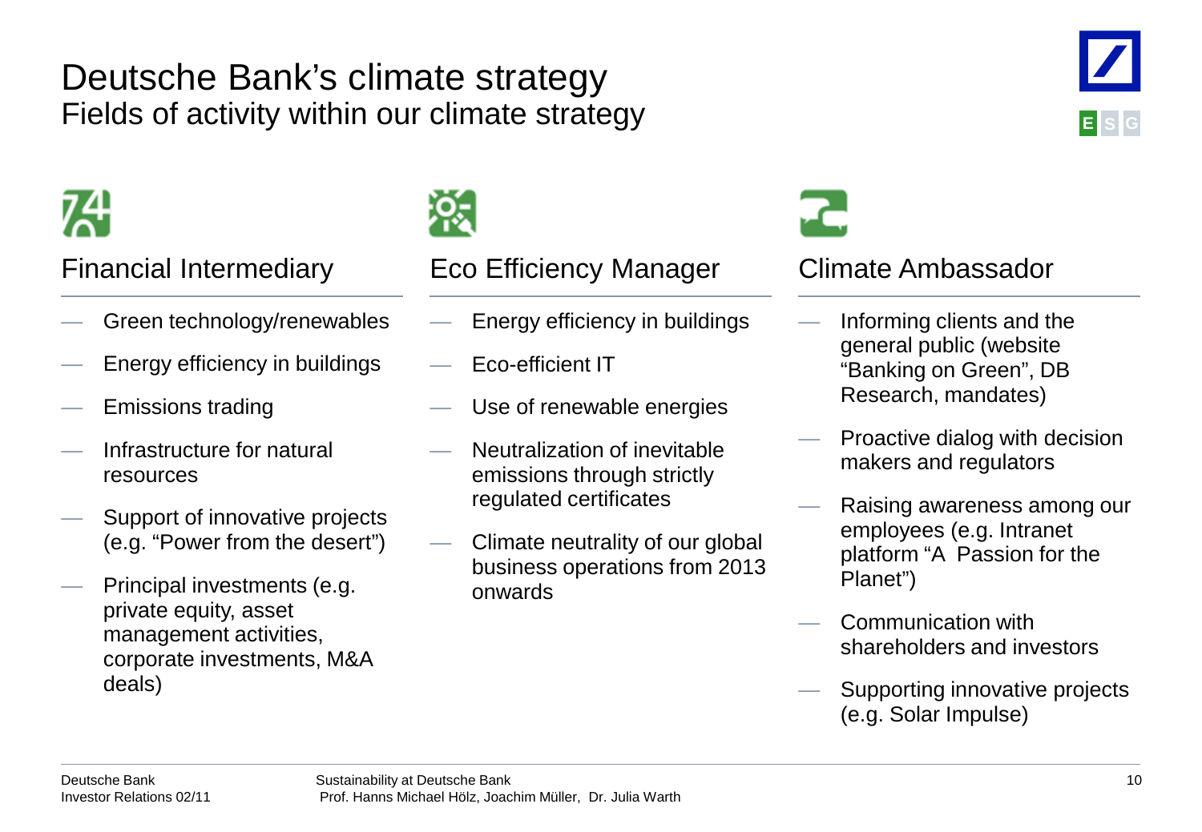# Deutsche Bank's climate strategy

## Fields of activity within our climate strategy

### Financial Intermediary

- Green technology/renewables
- Energy efficiency in buildings
- Emissions trading
- Infrastructure for natural resources
- Support of innovative projects (e.g. "Power from the desert")
- Principal investments (e.g. private equity, asset management activities, corporate investments, M&A deals)

### Eco Efficiency Manager

- Energy efficiency in buildings
- Eco-efficient IT
- Use of renewable energies
- Neutralization of inevitable emissions through strictly regulated certificates
- Climate neutrality of our global business operations from 2013 onwards

### Climate Ambassador

- Informing clients and the general public (website "Banking on Green", DB Research, mandates)
- Proactive dialog with decision makers and regulators
- Raising awareness among our employees (e.g. Intranet platform "A Passion for the Planet")
- Communication with shareholders and investors
- Supporting innovative projects (e.g. Solar Impulse)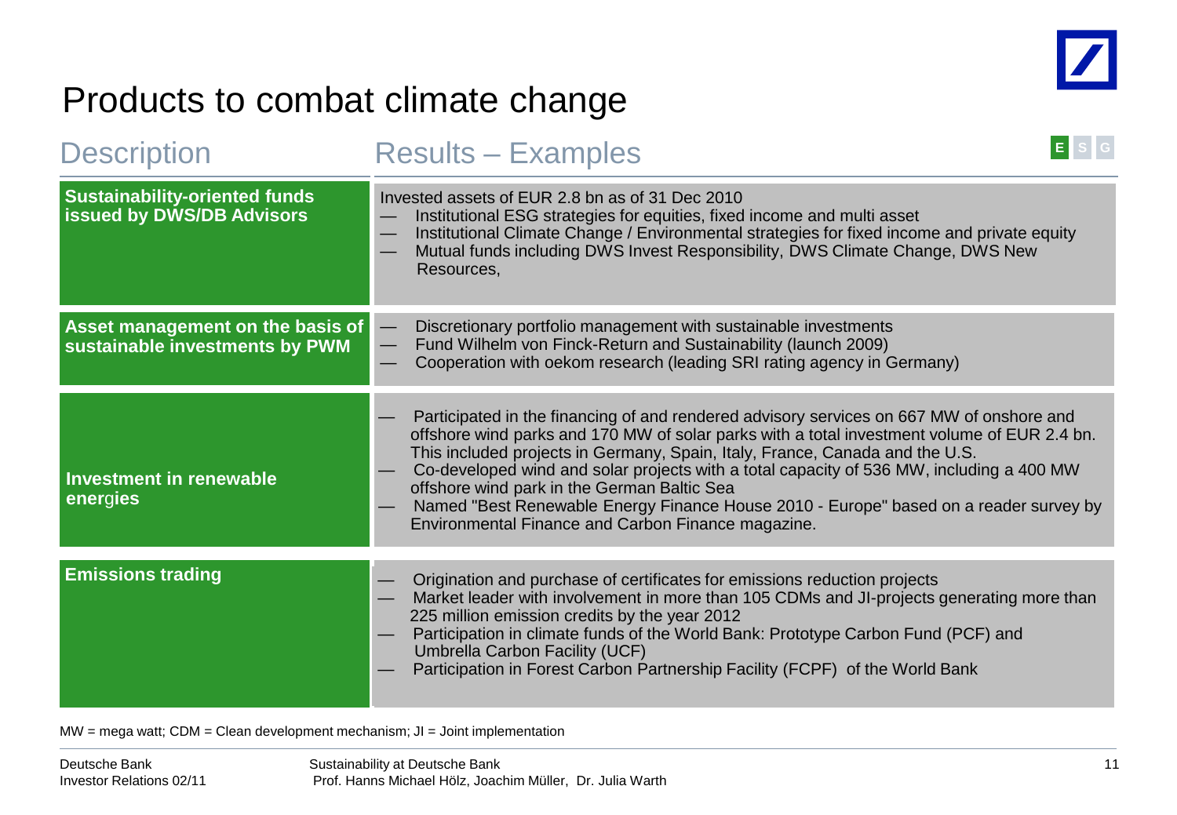# Products to combat climate change

| Description | Results – Examples |
|---|---|
| **Sustainability-oriented funds issued by DWS/DB Advisors** | Invested assets of EUR 2.8 bn as of 31 Dec 2010<br>— Institutional ESG strategies for equities, fixed income and multi asset<br>— Institutional Climate Change / Environmental strategies for fixed income and private equity<br>— Mutual funds including DWS Invest Responsibility, DWS Climate Change, DWS New Resources, |
| **Asset management on the basis of sustainable investments by PWM** | — Discretionary portfolio management with sustainable investments<br>— Fund Wilhelm von Finck-Return and Sustainability (launch 2009)<br>— Cooperation with oekom research (leading SRI rating agency in Germany) |
| **Investment in renewable energies** | — Participated in the financing of and rendered advisory services on 667 MW of onshore and offshore wind parks and 170 MW of solar parks with a total investment volume of EUR 2.4 bn. This included projects in Germany, Spain, Italy, France, Canada and the U.S.<br>— Co-developed wind and solar projects with a total capacity of 536 MW, including a 400 MW offshore wind park in the German Baltic Sea<br>— Named "Best Renewable Energy Finance House 2010 - Europe" based on a reader survey by Environmental Finance and Carbon Finance magazine. |
| **Emissions trading** | — Origination and purchase of certificates for emissions reduction projects<br>— Market leader with involvement in more than 105 CDMs and JI-projects generating more than 225 million emission credits by the year 2012<br>— Participation in climate funds of the World Bank: Prototype Carbon Fund (PCF) and Umbrella Carbon Facility (UCF)<br>— Participation in Forest Carbon Partnership Facility (FCPF) of the World Bank |

MW = mega watt; CDM = Clean development mechanism; JI = Joint implementation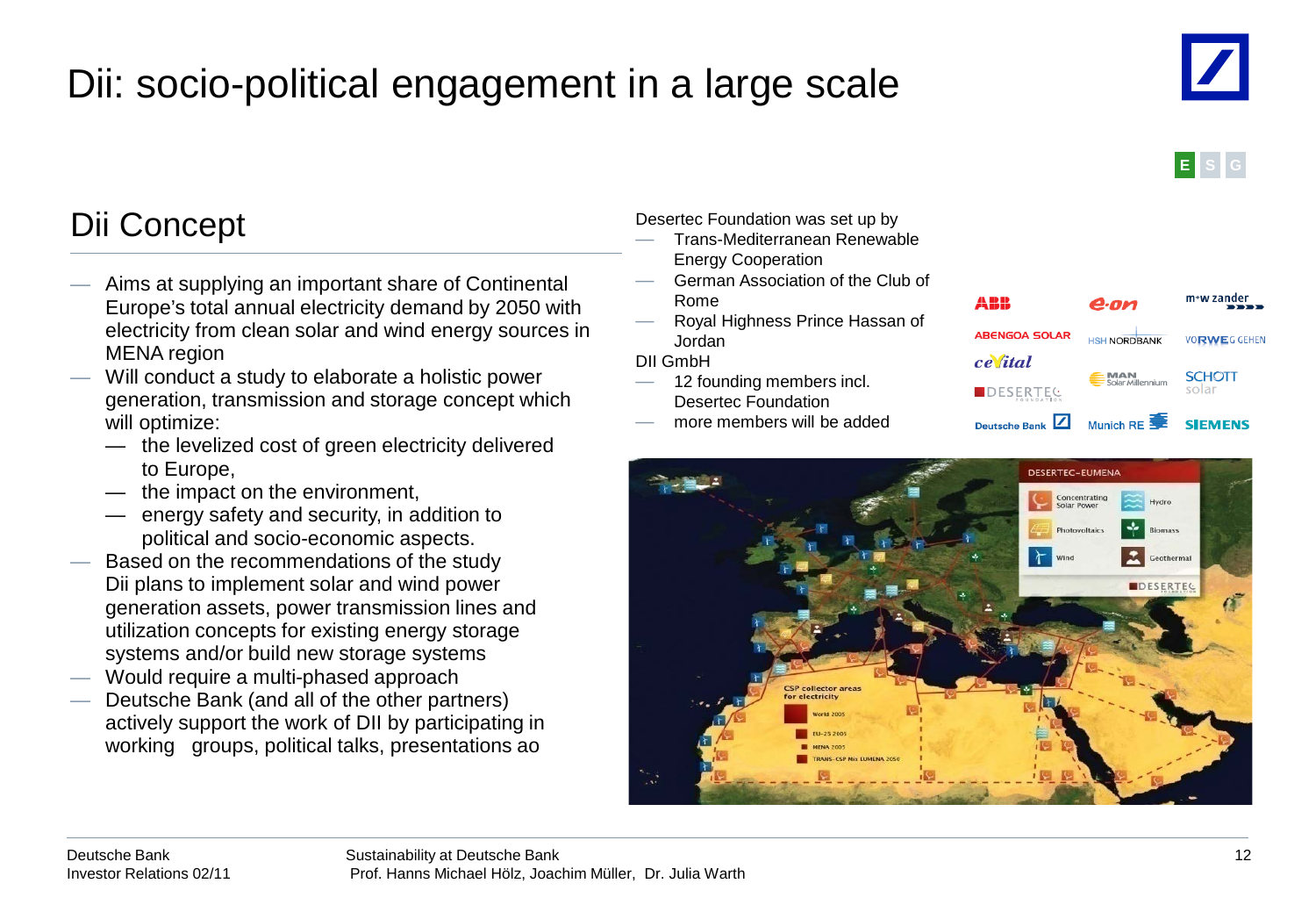# Dii: socio-political engagement in a large scale

E S G

## Dii Concept

- Aims at supplying an important share of Continental Europe's total annual electricity demand by 2050 with electricity from clean solar and wind energy sources in MENA region
- Will conduct a study to elaborate a holistic power generation, transmission and storage concept which will optimize:
  - the levelized cost of green electricity delivered to Europe,
  - the impact on the environment,
  - energy safety and security, in addition to political and socio-economic aspects.
- Based on the recommendations of the study Dii plans to implement solar and wind power generation assets, power transmission lines and utilization concepts for existing energy storage systems and/or build new storage systems
- Would require a multi-phased approach
- Deutsche Bank (and all of the other partners) actively support the work of DII by participating in working groups, political talks, presentations ao

Desertec Foundation was set up by

- Trans-Mediterranean Renewable Energy Cooperation
- German Association of the Club of Rome
- Royal Highness Prince Hassan of Jordan

DII GmbH

- 12 founding members incl. Desertec Foundation
- more members will be added

ABB, e.on, m+w zander, ABENGOA SOLAR, HSH NORDBANK, RWE, cevital, MAN Solar Millennium, SCHOTT solar, DESERTEC FOUNDATION, Deutsche Bank, Munich RE, SIEMENS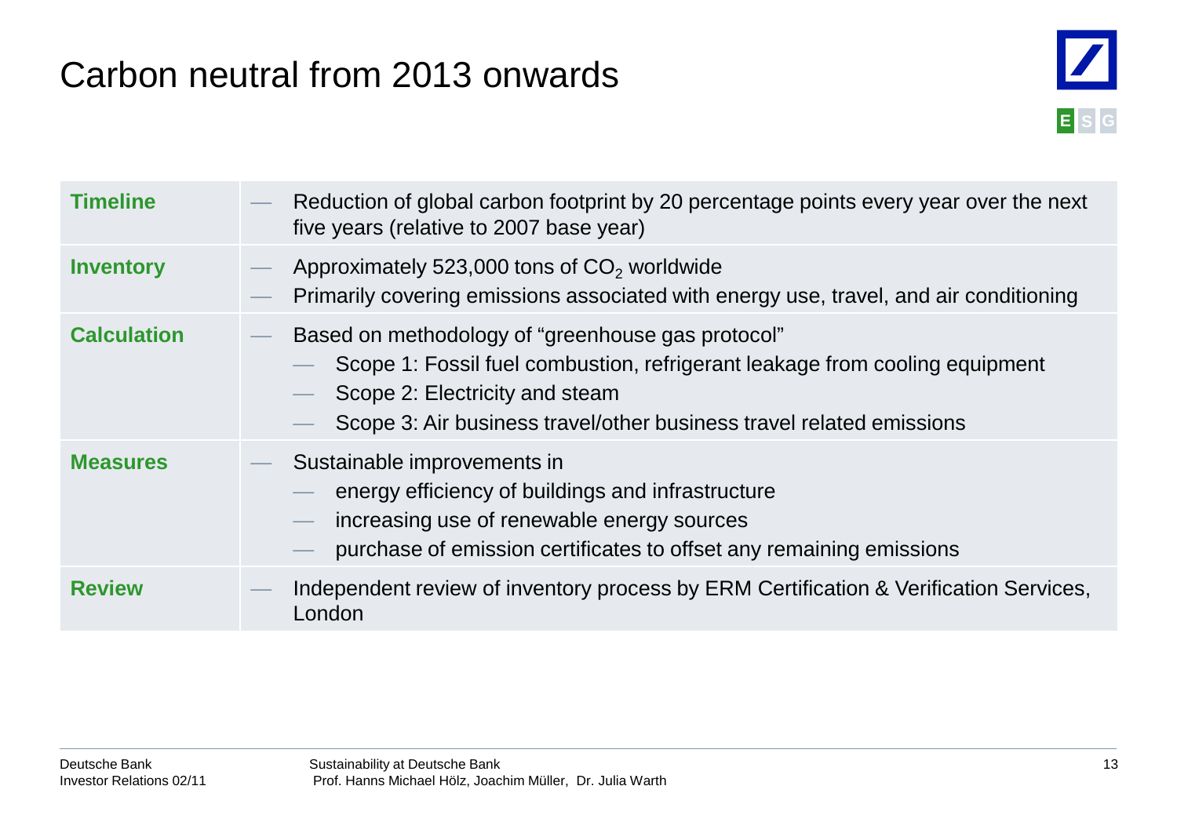# Carbon neutral from 2013 onwards

| | |
|---|---|
| **Timeline** | — Reduction of global carbon footprint by 20 percentage points every year over the next five years (relative to 2007 base year) |
| **Inventory** | — Approximately 523,000 tons of $CO_2$ worldwide<br>— Primarily covering emissions associated with energy use, travel, and air conditioning |
| **Calculation** | — Based on methodology of "greenhouse gas protocol"<br>&nbsp;&nbsp;&nbsp;&nbsp;— Scope 1: Fossil fuel combustion, refrigerant leakage from cooling equipment<br>&nbsp;&nbsp;&nbsp;&nbsp;— Scope 2: Electricity and steam<br>&nbsp;&nbsp;&nbsp;&nbsp;— Scope 3: Air business travel/other business travel related emissions |
| **Measures** | — Sustainable improvements in<br>&nbsp;&nbsp;&nbsp;&nbsp;— energy efficiency of buildings and infrastructure<br>&nbsp;&nbsp;&nbsp;&nbsp;— increasing use of renewable energy sources<br>&nbsp;&nbsp;&nbsp;&nbsp;— purchase of emission certificates to offset any remaining emissions |
| **Review** | — Independent review of inventory process by ERM Certification & Verification Services, London |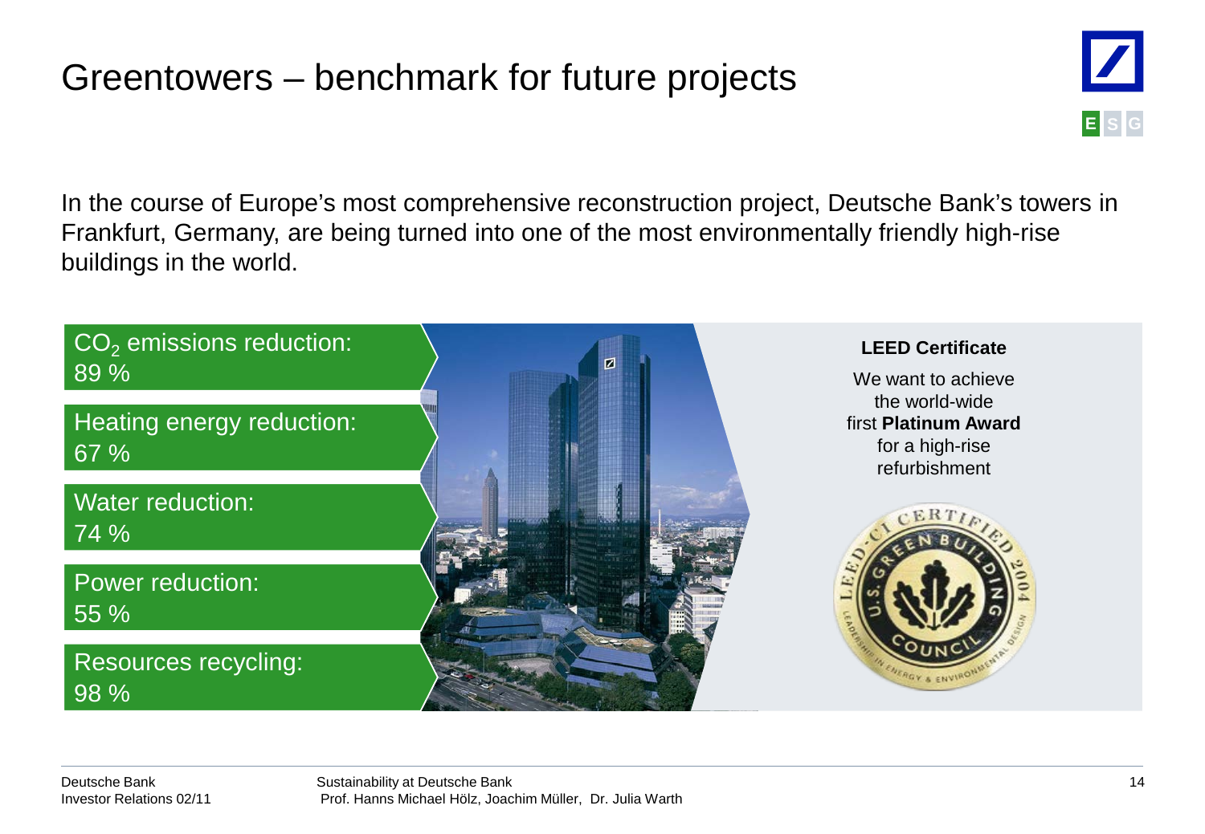# Greentowers – benchmark for future projects

In the course of Europe's most comprehensive reconstruction project, Deutsche Bank's towers in Frankfurt, Germany, are being turned into one of the most environmentally friendly high-rise buildings in the world.

- $CO_2$ emissions reduction: 89 %
- Heating energy reduction: 67 %
- Water reduction: 74 %
- Power reduction: 55 %
- Resources recycling: 98 %

**LEED Certificate**

We want to achieve the world-wide first **Platinum Award** for a high-rise refurbishment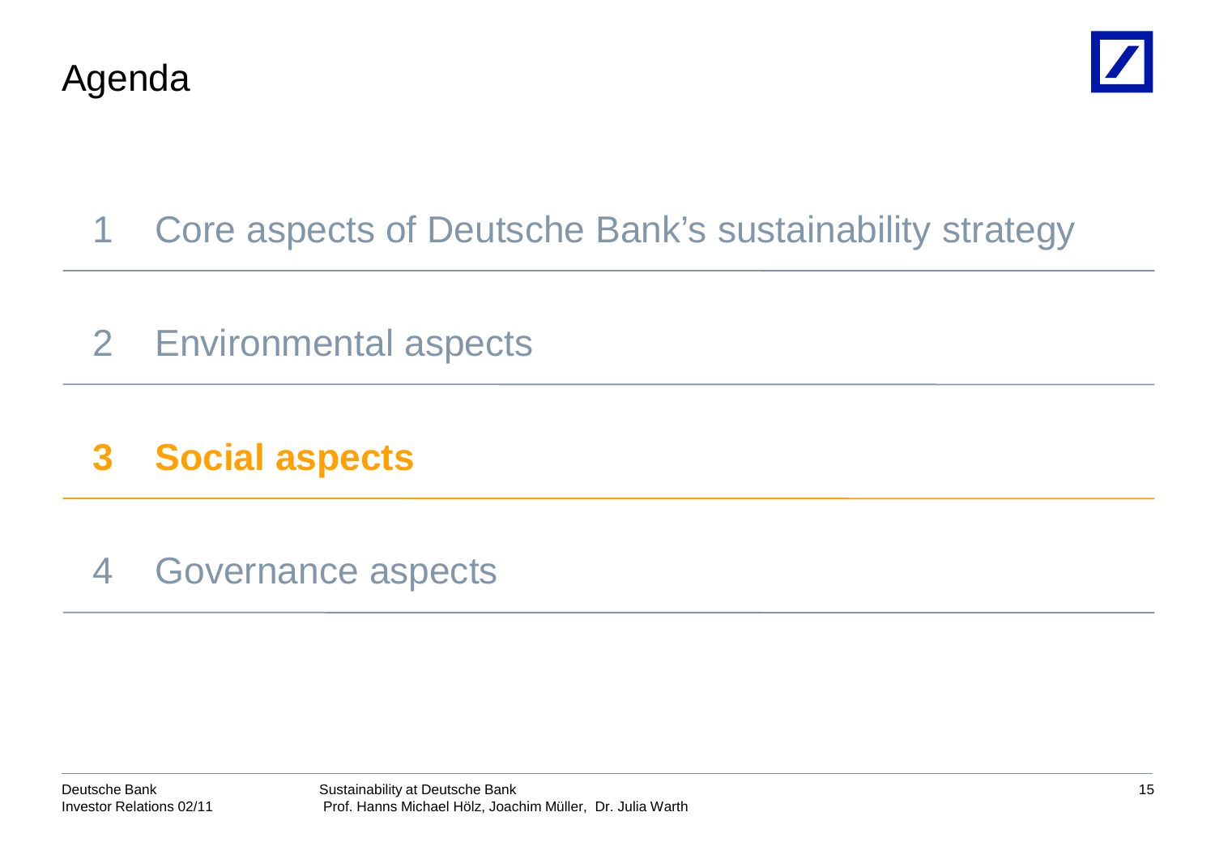# Agenda

1 Core aspects of Deutsche Bank's sustainability strategy

2 Environmental aspects

**3 Social aspects**

4 Governance aspects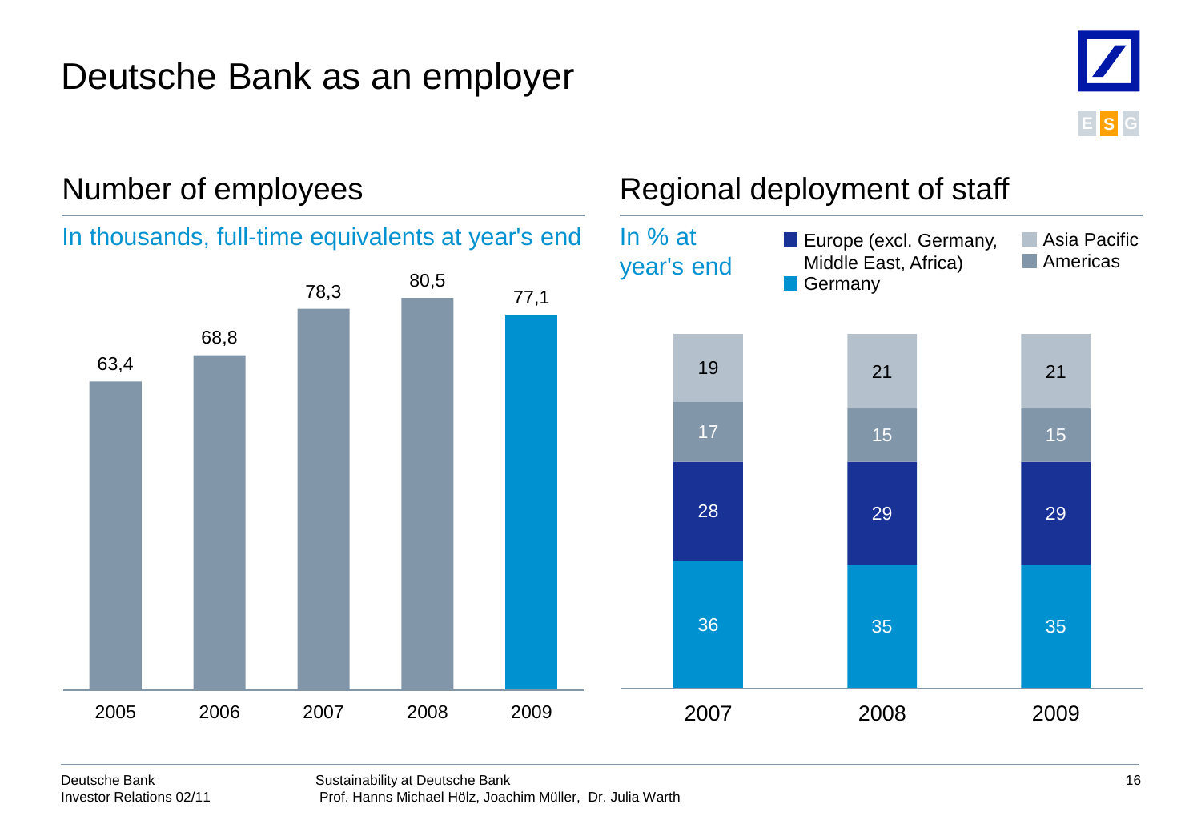# Deutsche Bank as an employer

## Number of employees

In thousands, full-time equivalents at year's end

| Year | Employees |
|---|---|
| 2005 | 63,4 |
| 2006 | 68,8 |
| 2007 | 78,3 |
| 2008 | 80,5 |
| 2009 | 77,1 |

## Regional deployment of staff

In % at year's end

| Region | 2007 | 2008 | 2009 |
|---|---|---|---|
| Asia Pacific | 19 | 21 | 21 |
| Americas | 17 | 15 | 15 |
| Europe (excl. Germany, Middle East, Africa) | 28 | 29 | 29 |
| Germany | 36 | 35 | 35 |

Deutsche Bank
Investor Relations 02/11

Sustainability at Deutsche Bank
Prof. Hanns Michael Hölz, Joachim Müller, Dr. Julia Warth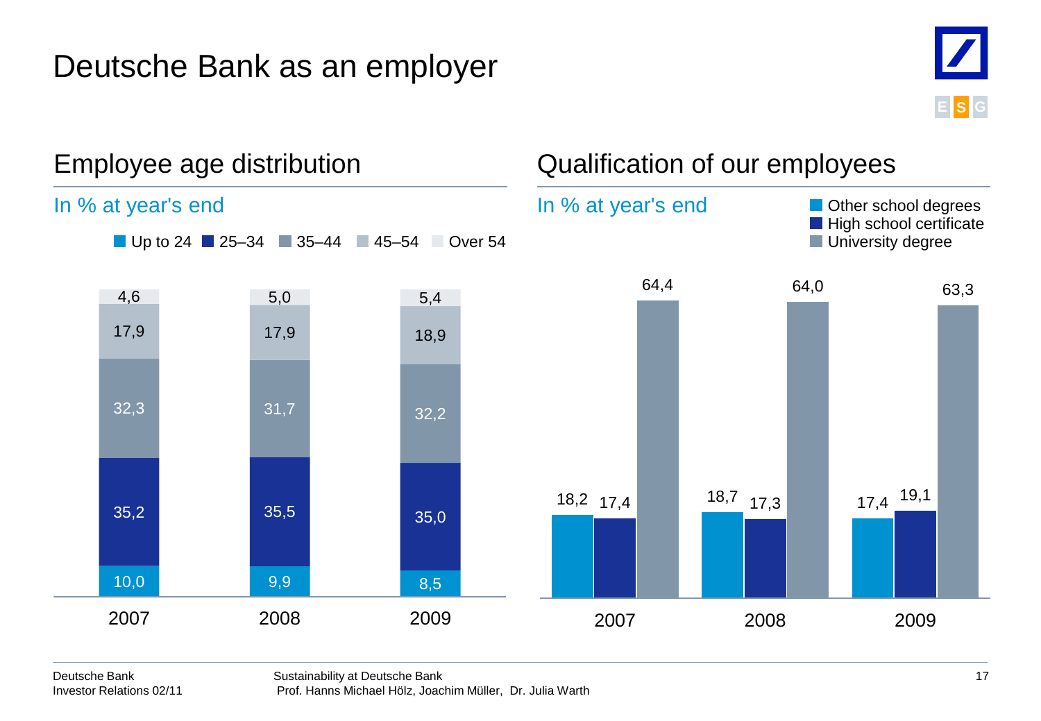# Deutsche Bank as an employer

## Employee age distribution

In % at year's end

| | 2007 | 2008 | 2009 |
|---|---|---|---|
| Over 54 | 4,6 | 5,0 | 5,4 |
| 45–54 | 17,9 | 17,9 | 18,9 |
| 35–44 | 32,3 | 31,7 | 32,2 |
| 25–34 | 35,2 | 35,5 | 35,0 |
| Up to 24 | 10,0 | 9,9 | 8,5 |

## Qualification of our employees

In % at year's end

| | 2007 | 2008 | 2009 |
|---|---|---|---|
| Other school degrees | 18,2 | 18,7 | 17,4 |
| High school certificate | 17,4 | 17,3 | 19,1 |
| University degree | 64,4 | 64,0 | 63,3 |

Deutsche Bank
Investor Relations 02/11

Sustainability at Deutsche Bank
Prof. Hanns Michael Hölz, Joachim Müller, Dr. Julia Warth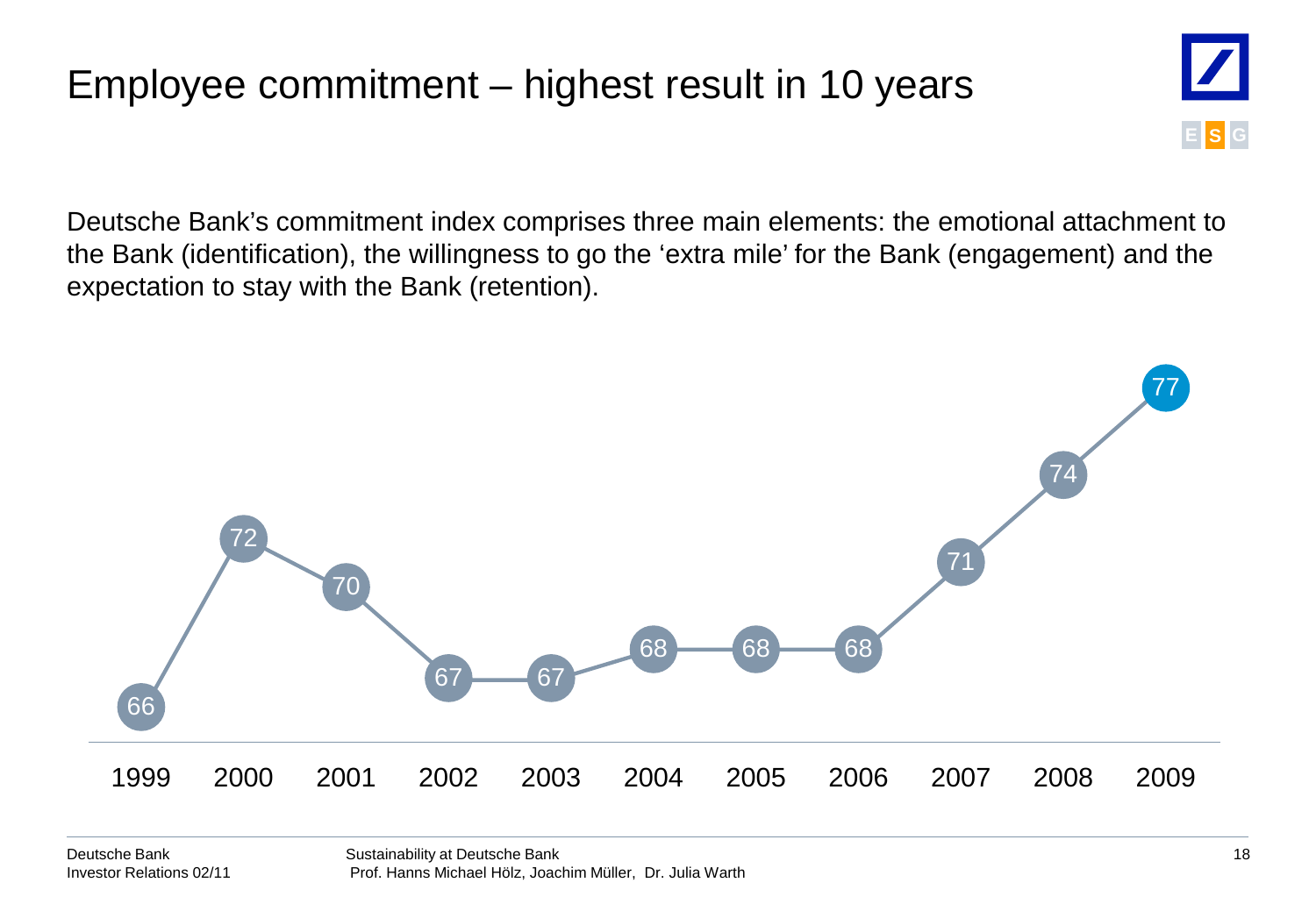# Employee commitment – highest result in 10 years

Deutsche Bank's commitment index comprises three main elements: the emotional attachment to the Bank (identification), the willingness to go the 'extra mile' for the Bank (engagement) and the expectation to stay with the Bank (retention).

| 1999 | 2000 | 2001 | 2002 | 2003 | 2004 | 2005 | 2006 | 2007 | 2008 | 2009 |
|---|---|---|---|---|---|---|---|---|---|---|
| 66 | 72 | 70 | 67 | 67 | 68 | 68 | 68 | 71 | 74 | 77 |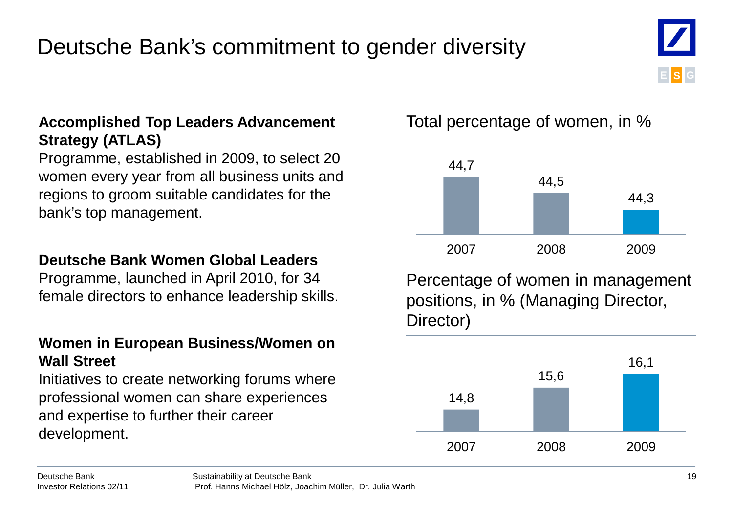# Deutsche Bank's commitment to gender diversity

**Accomplished Top Leaders Advancement Strategy (ATLAS)**

Programme, established in 2009, to select 20 women every year from all business units and regions to groom suitable candidates for the bank's top management.

**Deutsche Bank Women Global Leaders**

Programme, launched in April 2010, for 34 female directors to enhance leadership skills.

**Women in European Business/Women on Wall Street**

Initiatives to create networking forums where professional women can share experiences and expertise to further their career development.

## Total percentage of women, in %

| 2007 | 2008 | 2009 |
|---|---|---|
| 44,7 | 44,5 | 44,3 |

## Percentage of women in management positions, in % (Managing Director, Director)

| 2007 | 2008 | 2009 |
|---|---|---|
| 14,8 | 15,6 | 16,1 |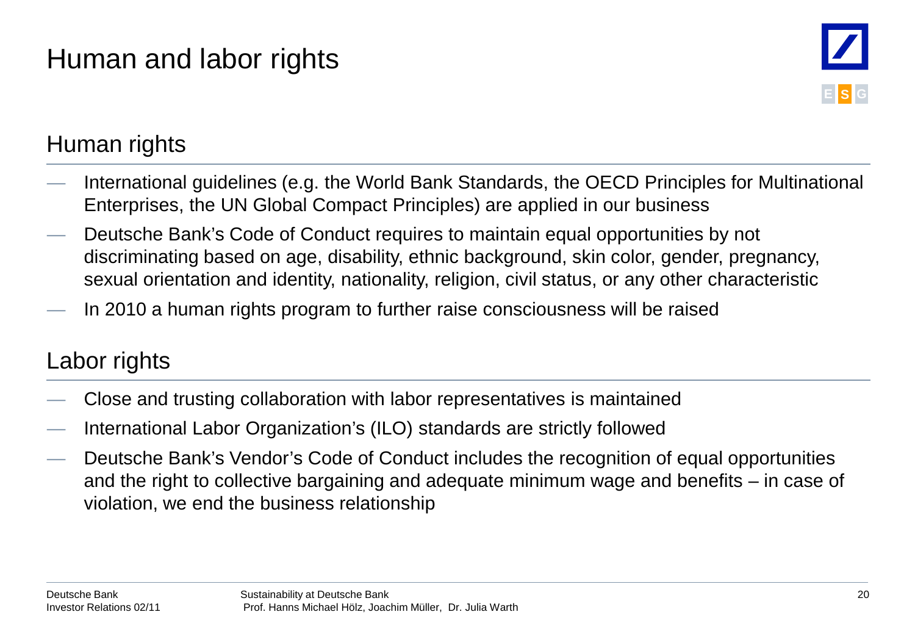# Human and labor rights

## Human rights

- International guidelines (e.g. the World Bank Standards, the OECD Principles for Multinational Enterprises, the UN Global Compact Principles) are applied in our business
- Deutsche Bank's Code of Conduct requires to maintain equal opportunities by not discriminating based on age, disability, ethnic background, skin color, gender, pregnancy, sexual orientation and identity, nationality, religion, civil status, or any other characteristic
- In 2010 a human rights program to further raise consciousness will be raised

## Labor rights

- Close and trusting collaboration with labor representatives is maintained
- International Labor Organization's (ILO) standards are strictly followed
- Deutsche Bank's Vendor's Code of Conduct includes the recognition of equal opportunities and the right to collective bargaining and adequate minimum wage and benefits – in case of violation, we end the business relationship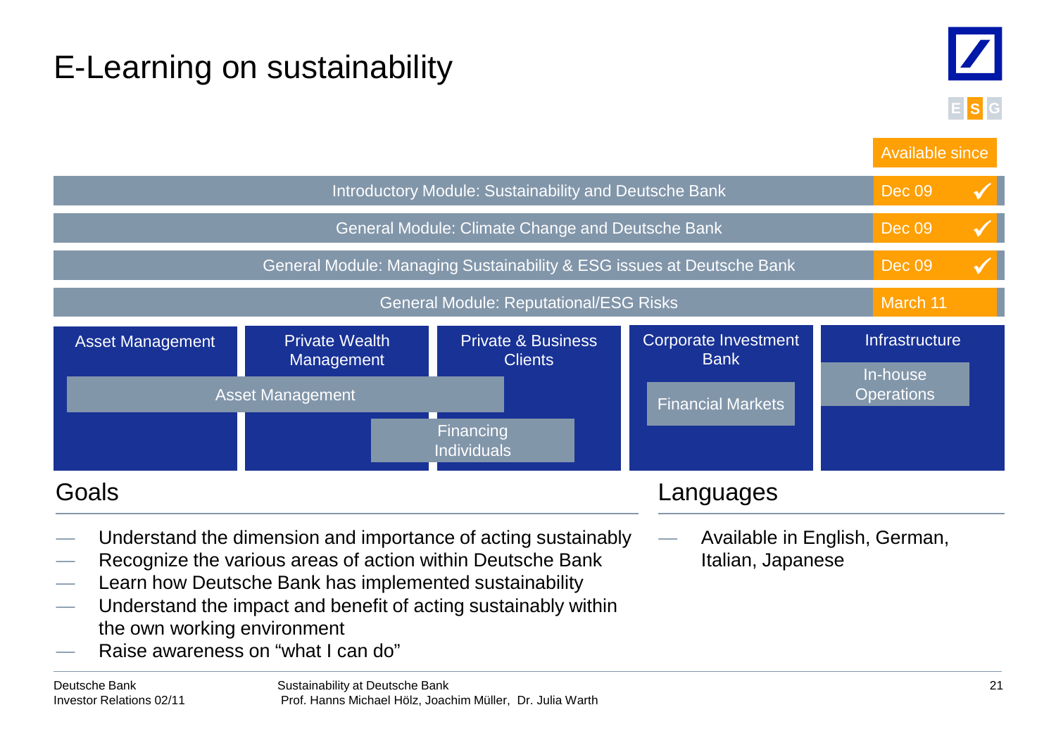# E-Learning on sustainability

| Module | Available since |
|---|---|
| Introductory Module: Sustainability and Deutsche Bank | Dec 09 ✓ |
| General Module: Climate Change and Deutsche Bank | Dec 09 ✓ |
| General Module: Managing Sustainability & ESG issues at Deutsche Bank | Dec 09 ✓ |
| General Module: Reputational/ESG Risks | March 11 |

| Asset Management | Private Wealth Management | Private & Business Clients | Corporate Investment Bank | Infrastructure |
|---|---|---|---|---|
| Asset Management | Asset Management | Financing Individuals | Financial Markets | In-house Operations |
| | Financing Individuals | | | |

## Goals

- Understand the dimension and importance of acting sustainably
- Recognize the various areas of action within Deutsche Bank
- Learn how Deutsche Bank has implemented sustainability
- Understand the impact and benefit of acting sustainably within the own working environment
- Raise awareness on “what I can do”

## Languages

- Available in English, German, Italian, Japanese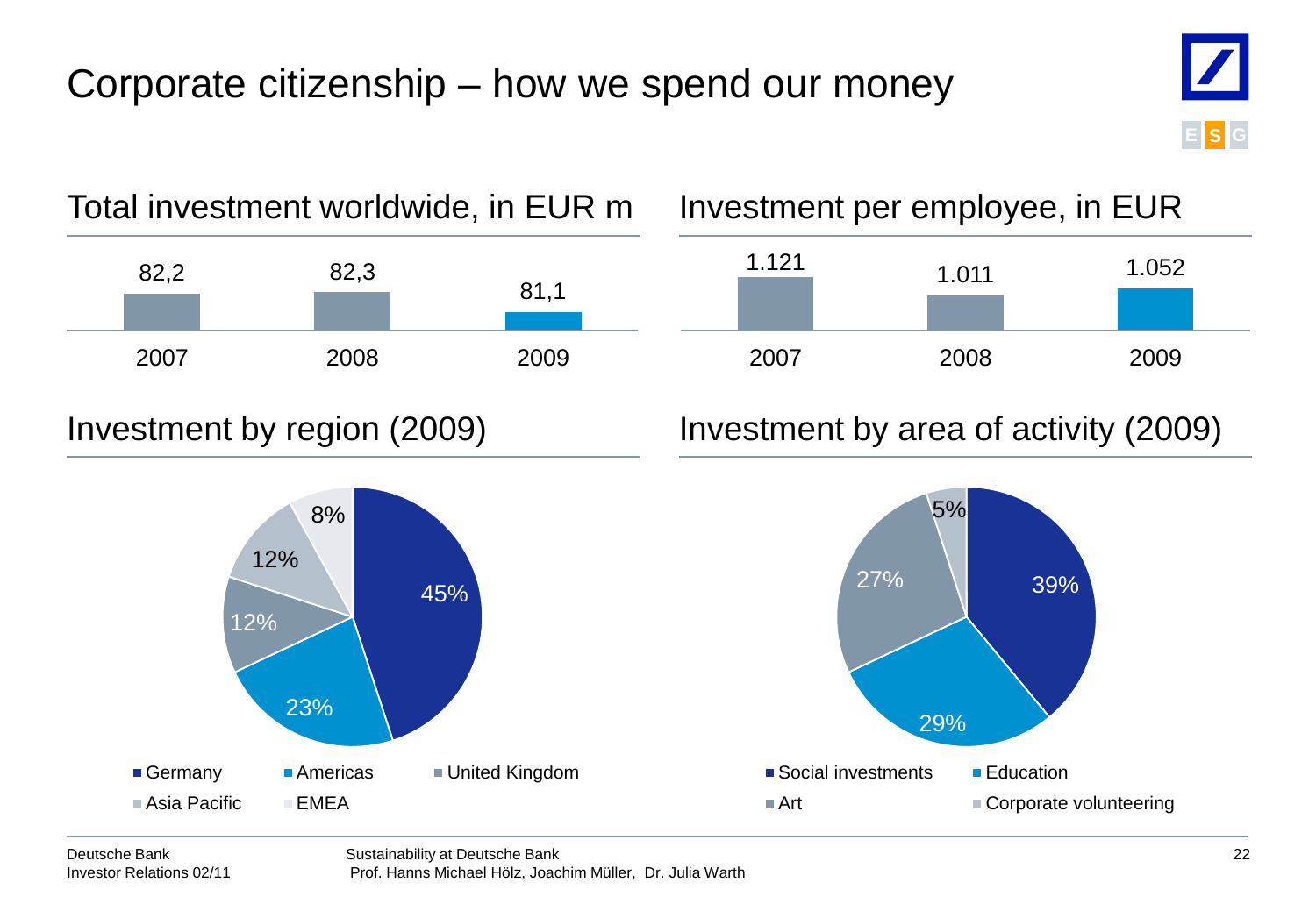# Corporate citizenship – how we spend our money

## Total investment worldwide, in EUR m

| 2007 | 2008 | 2009 |
|---|---|---|
| 82,2 | 82,3 | 81,1 |

## Investment per employee, in EUR

| 2007 | 2008 | 2009 |
|---|---|---|
| 1.121 | 1.011 | 1.052 |

## Investment by region (2009)

| Region | Share |
|---|---|
| Germany | 45% |
| Americas | 23% |
| United Kingdom | 12% |
| Asia Pacific | 12% |
| EMEA | 8% |

## Investment by area of activity (2009)

| Area of activity | Share |
|---|---|
| Social investments | 39% |
| Education | 29% |
| Art | 27% |
| Corporate volunteering | 5% |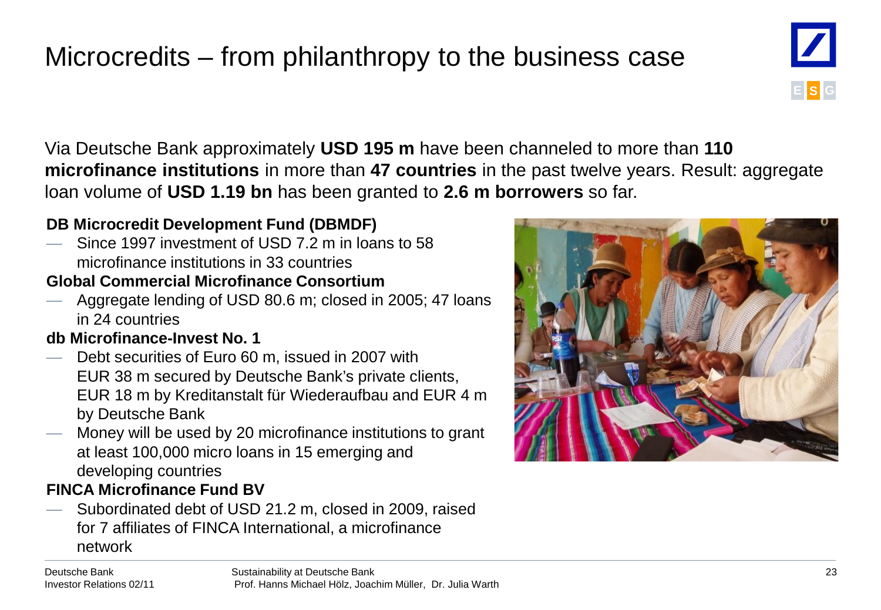# Microcredits – from philanthropy to the business case

Via Deutsche Bank approximately **USD 195 m** have been channeled to more than **110 microfinance institutions** in more than **47 countries** in the past twelve years. Result: aggregate loan volume of **USD 1.19 bn** has been granted to **2.6 m borrowers** so far.

**DB Microcredit Development Fund (DBMDF)**

- Since 1997 investment of USD 7.2 m in loans to 58 microfinance institutions in 33 countries

**Global Commercial Microfinance Consortium**

- Aggregate lending of USD 80.6 m; closed in 2005; 47 loans in 24 countries

**db Microfinance-Invest No. 1**

- Debt securities of Euro 60 m, issued in 2007 with EUR 38 m secured by Deutsche Bank's private clients, EUR 18 m by Kreditanstalt für Wiederaufbau and EUR 4 m by Deutsche Bank
- Money will be used by 20 microfinance institutions to grant at least 100,000 micro loans in 15 emerging and developing countries

**FINCA Microfinance Fund BV**

- Subordinated debt of USD 21.2 m, closed in 2009, raised for 7 affiliates of FINCA International, a microfinance network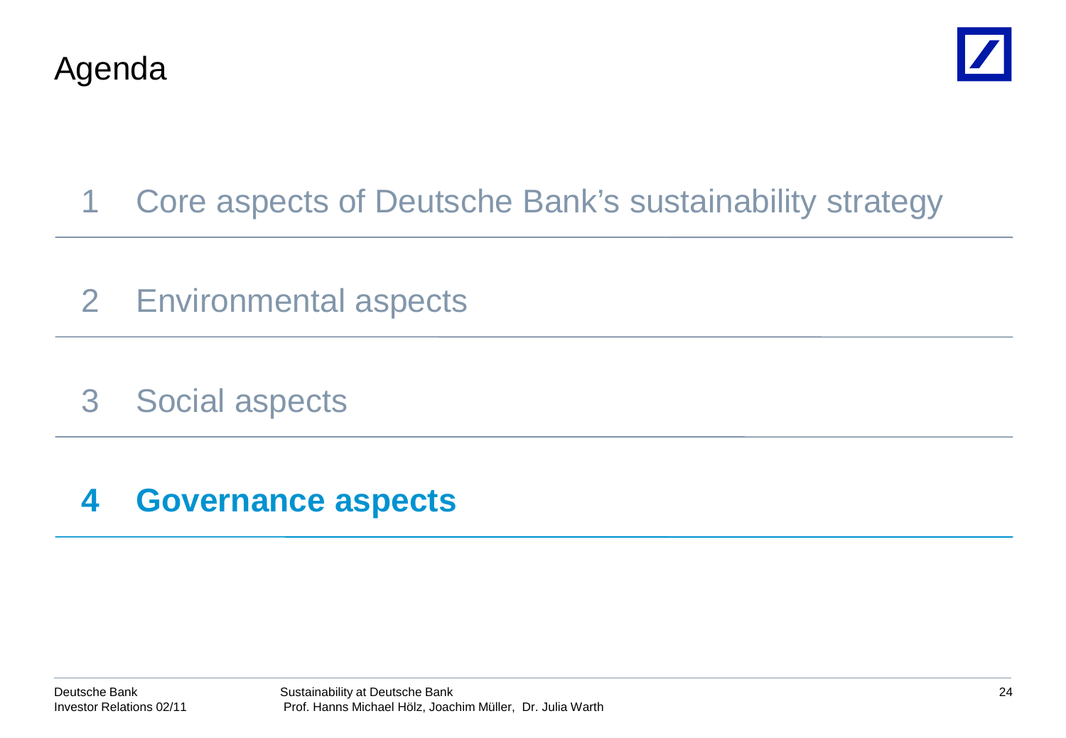# Agenda

1 Core aspects of Deutsche Bank's sustainability strategy

2 Environmental aspects

3 Social aspects

**4 Governance aspects**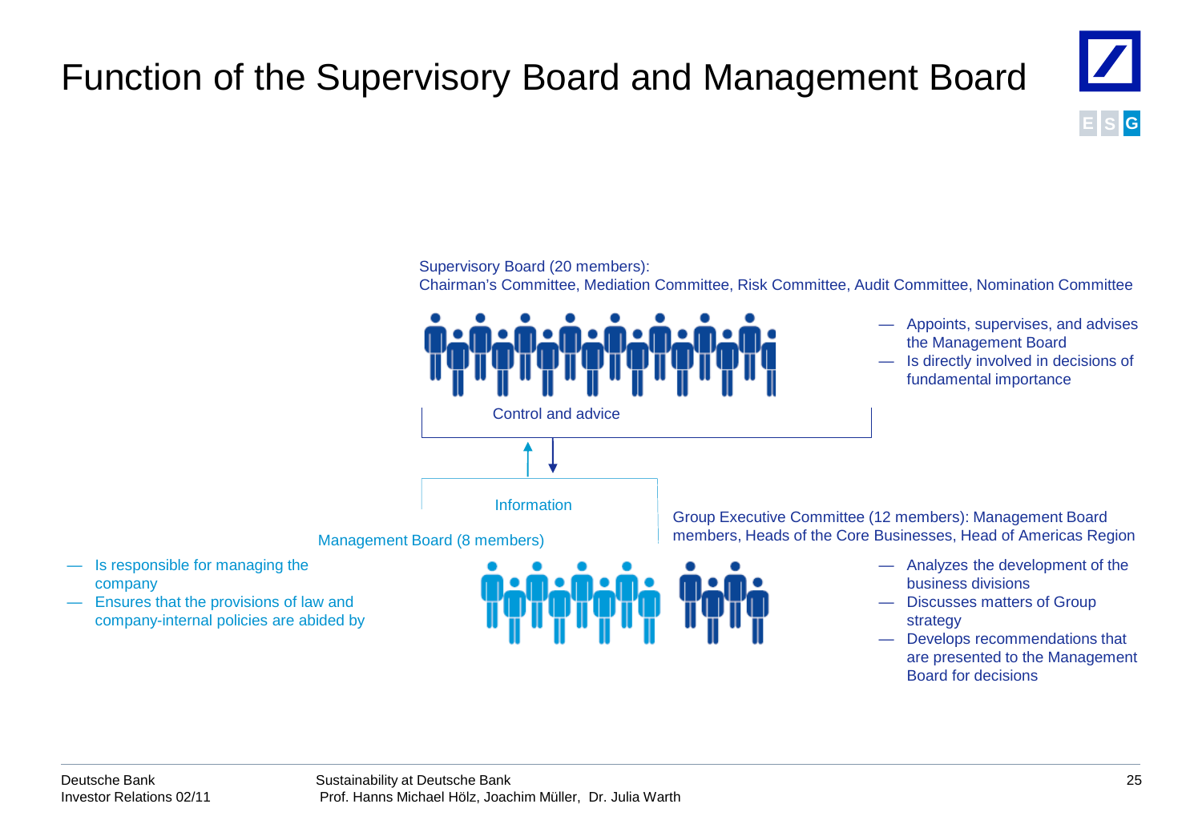# Function of the Supervisory Board and Management Board

Supervisory Board (20 members):
Chairman's Committee, Mediation Committee, Risk Committee, Audit Committee, Nomination Committee

- Appoints, supervises, and advises the Management Board
- Is directly involved in decisions of fundamental importance

Control and advice

Information

Management Board (8 members)

- Is responsible for managing the company
- Ensures that the provisions of law and company-internal policies are abided by

Group Executive Committee (12 members): Management Board members, Heads of the Core Businesses, Head of Americas Region

- Analyzes the development of the business divisions
- Discusses matters of Group strategy
- Develops recommendations that are presented to the Management Board for decisions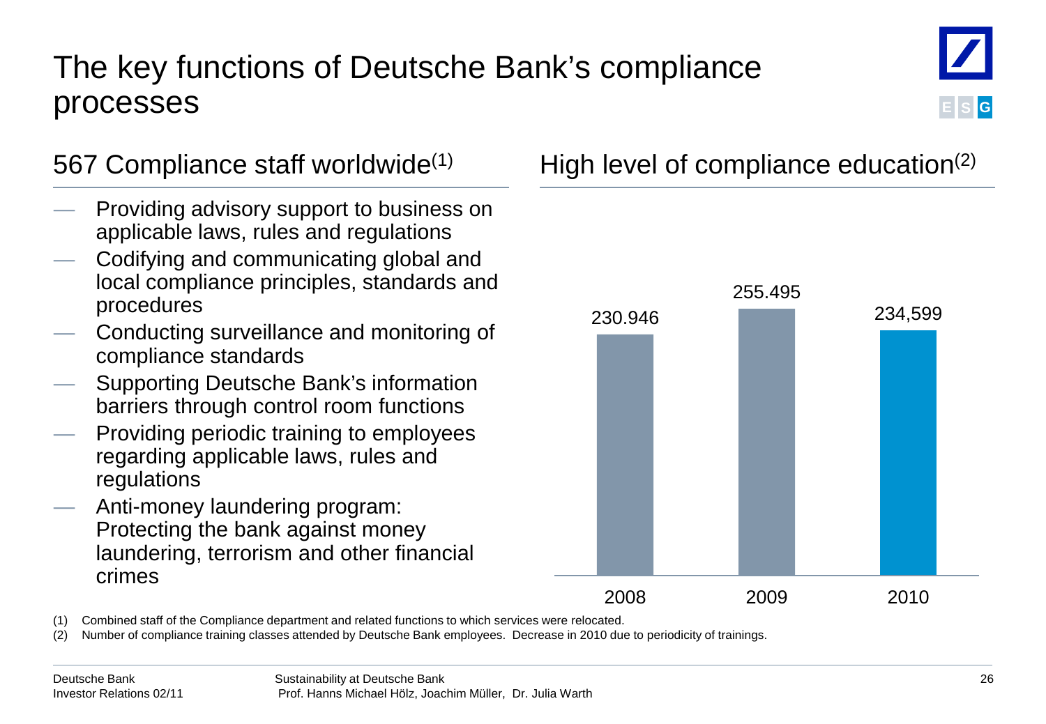# The key functions of Deutsche Bank's compliance processes

## 567 Compliance staff worldwide[1]

- Providing advisory support to business on applicable laws, rules and regulations
- Codifying and communicating global and local compliance principles, standards and procedures
- Conducting surveillance and monitoring of compliance standards
- Supporting Deutsche Bank's information barriers through control room functions
- Providing periodic training to employees regarding applicable laws, rules and regulations
- Anti-money laundering program: Protecting the bank against money laundering, terrorism and other financial crimes

## High level of compliance education[2]

| Year | Compliance training classes attended |
|---|---|
| 2008 | 230.946 |
| 2009 | 255.495 |
| 2010 | 234,599 |

(1) Combined staff of the Compliance department and related functions to which services were relocated.
(2) Number of compliance training classes attended by Deutsche Bank employees. Decrease in 2010 due to periodicity of trainings.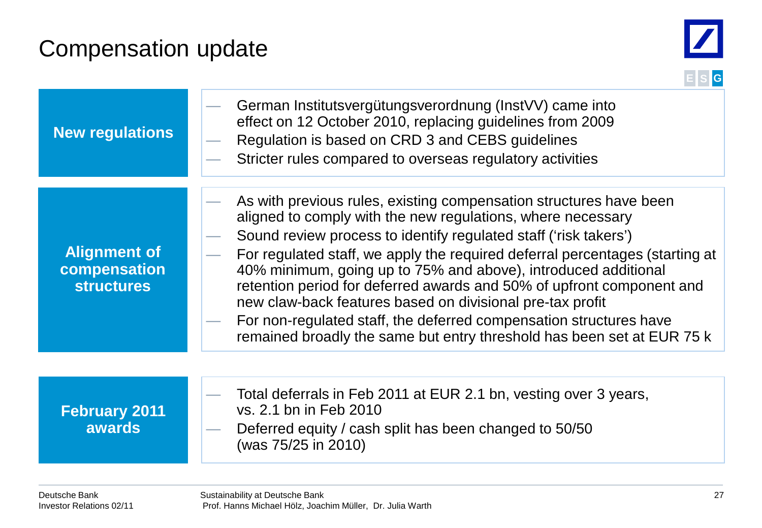# Compensation update

## New regulations

- German Institutsvergütungsverordnung (InstVV) came into effect on 12 October 2010, replacing guidelines from 2009
- Regulation is based on CRD 3 and CEBS guidelines
- Stricter rules compared to overseas regulatory activities

## Alignment of compensation structures

- As with previous rules, existing compensation structures have been aligned to comply with the new regulations, where necessary
- Sound review process to identify regulated staff ('risk takers')
- For regulated staff, we apply the required deferral percentages (starting at 40% minimum, going up to 75% and above), introduced additional retention period for deferred awards and 50% of upfront component and new claw-back features based on divisional pre-tax profit
- For non-regulated staff, the deferred compensation structures have remained broadly the same but entry threshold has been set at EUR 75 k

## February 2011 awards

- Total deferrals in Feb 2011 at EUR 2.1 bn, vesting over 3 years, vs. 2.1 bn in Feb 2010
- Deferred equity / cash split has been changed to 50/50 (was 75/25 in 2010)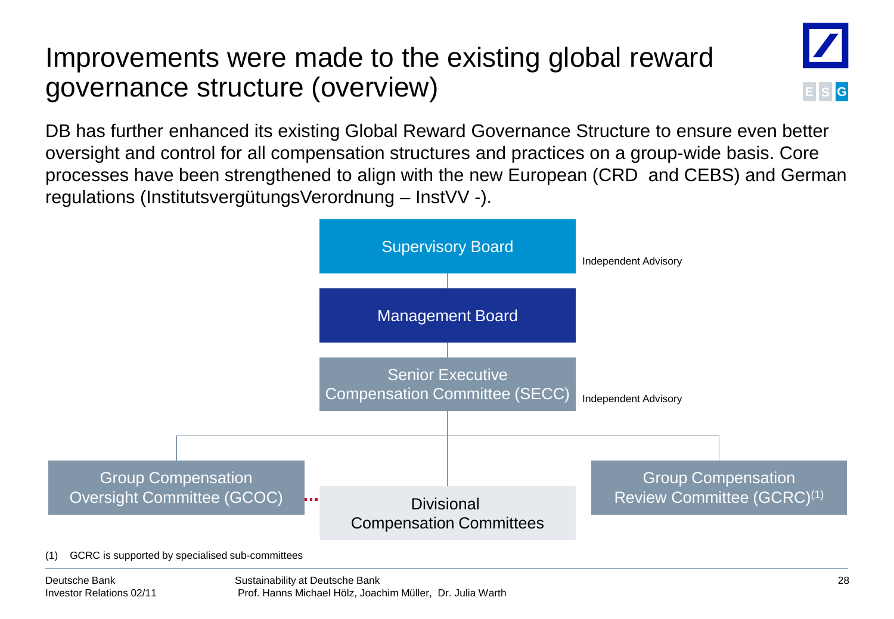# Improvements were made to the existing global reward governance structure (overview)

DB has further enhanced its existing Global Reward Governance Structure to ensure even better oversight and control for all compensation structures and practices on a group-wide basis. Core processes have been strengthened to align with the new European (CRD and CEBS) and German regulations (InstitutsvergütungsVerordnung – InstVV -).

Supervisory Board — Independent Advisory

Management Board

Senior Executive Compensation Committee (SECC) — Independent Advisory

Group Compensation Oversight Committee (GCOC)

Divisional Compensation Committees

Group Compensation Review Committee (GCRC)(1)

(1) GCRC is supported by specialised sub-committees

Sustainability at Deutsche Bank
Prof. Hanns Michael Hölz, Joachim Müller, Dr. Julia Warth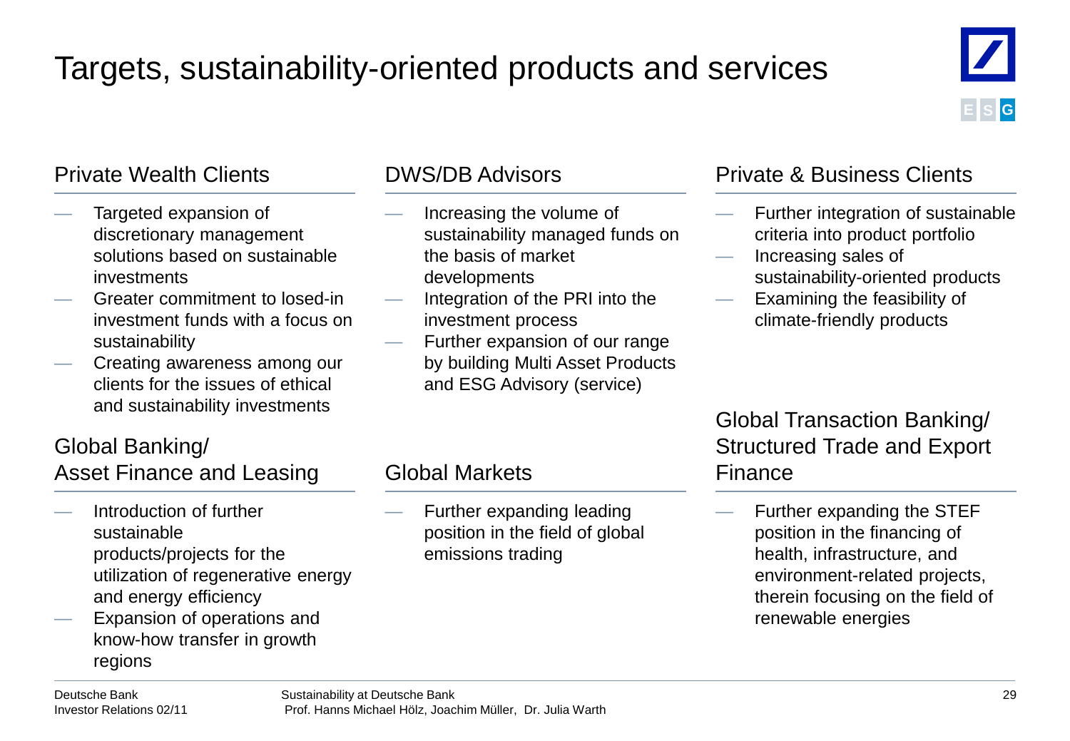# Targets, sustainability-oriented products and services

## Private Wealth Clients

- Targeted expansion of discretionary management solutions based on sustainable investments
- Greater commitment to losed-in investment funds with a focus on sustainability
- Creating awareness among our clients for the issues of ethical and sustainability investments

## DWS/DB Advisors

- Increasing the volume of sustainability managed funds on the basis of market developments
- Integration of the PRI into the investment process
- Further expansion of our range by building Multi Asset Products and ESG Advisory (service)

## Private & Business Clients

- Further integration of sustainable criteria into product portfolio
- Increasing sales of sustainability-oriented products
- Examining the feasibility of climate-friendly products

## Global Banking/ Asset Finance and Leasing

- Introduction of further sustainable products/projects for the utilization of regenerative energy and energy efficiency
- Expansion of operations and know-how transfer in growth regions

## Global Markets

- Further expanding leading position in the field of global emissions trading

## Global Transaction Banking/ Structured Trade and Export Finance

- Further expanding the STEF position in the financing of health, infrastructure, and environment-related projects, therein focusing on the field of renewable energies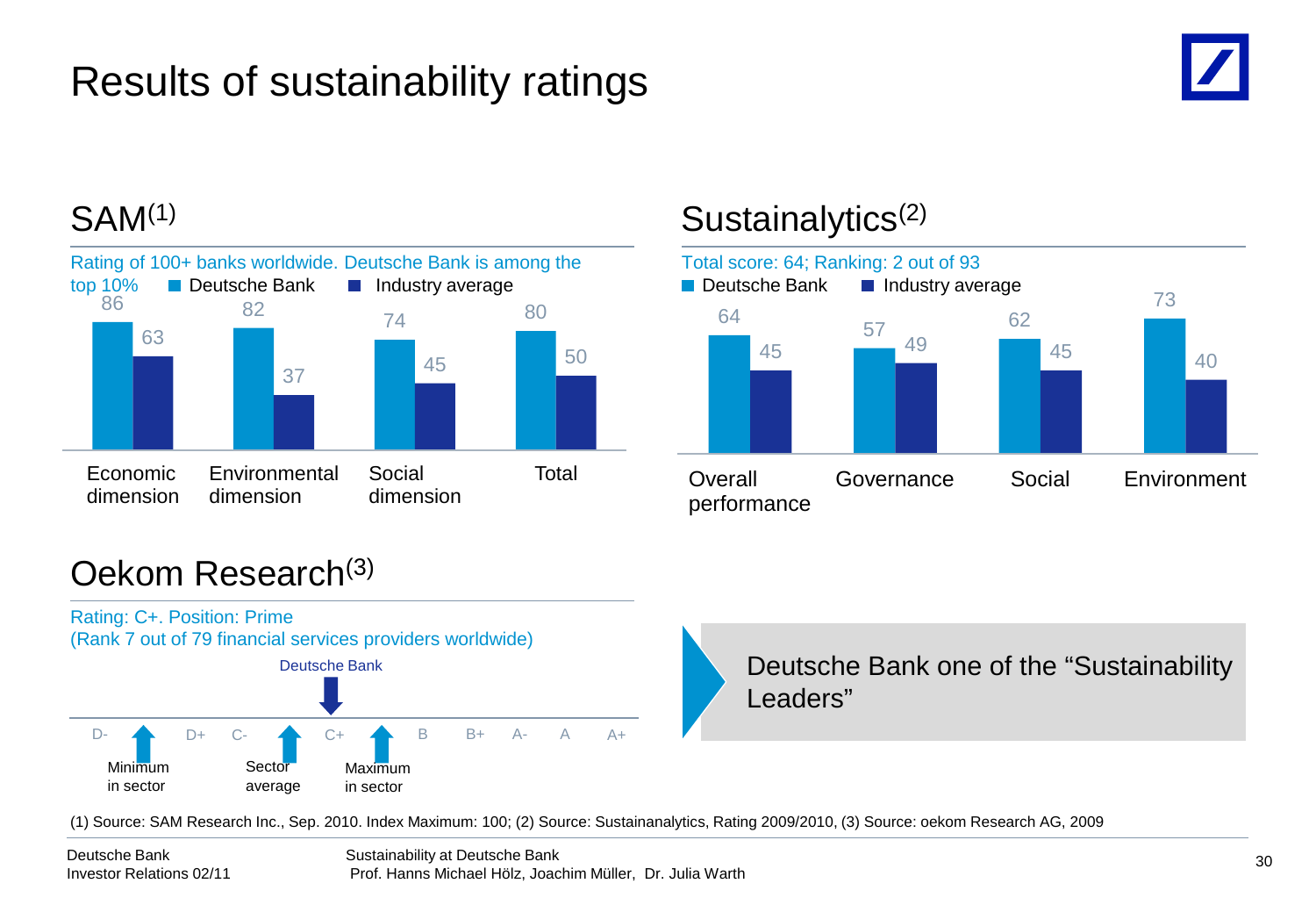# Results of sustainability ratings

## SAM[1]

Rating of 100+ banks worldwide. Deutsche Bank is among the top 10%

| | Deutsche Bank | Industry average |
|---|---|---|
| Economic dimension | 86 | 63 |
| Environmental dimension | 82 | 37 |
| Social dimension | 74 | 45 |
| Total | 80 | 50 |

## Sustainalytics[2]

Total score: 64; Ranking: 2 out of 93

| | Deutsche Bank | Industry average |
|---|---|---|
| Overall performance | 64 | 45 |
| Governance | 57 | 49 |
| Social | 62 | 45 |
| Environment | 73 | 40 |

## Oekom Research[3]

Rating: C+. Position: Prime
(Rank 7 out of 79 financial services providers worldwide)

Scale: D- | D+ | C- | C+ | B | B+ | A- | A | A+

- Deutsche Bank: C+
- Minimum in sector: D
- Sector average: C
- Maximum in sector: B-

Deutsche Bank one of the "Sustainability Leaders"

(1) Source: SAM Research Inc., Sep. 2010. Index Maximum: 100; (2) Source: Sustainanalytics, Rating 2009/2010, (3) Source: oekom Research AG, 2009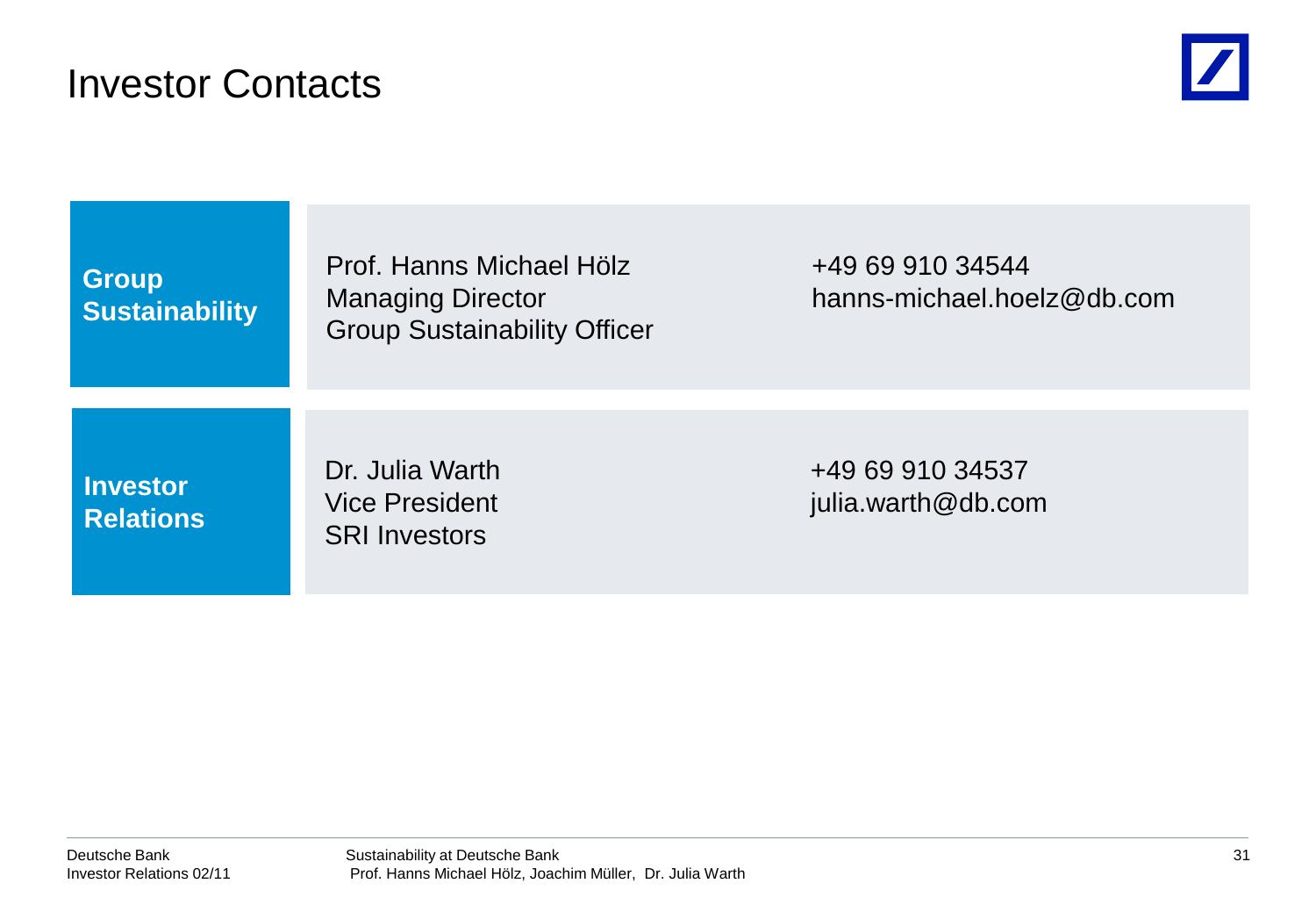# Investor Contacts

| | | |
|---|---|---|
| **Group Sustainability** | Prof. Hanns Michael Hölz<br>Managing Director<br>Group Sustainability Officer | +49 69 910 34544<br>hanns-michael.hoelz@db.com |
| **Investor Relations** | Dr. Julia Warth<br>Vice President<br>SRI Investors | +49 69 910 34537<br>julia.warth@db.com |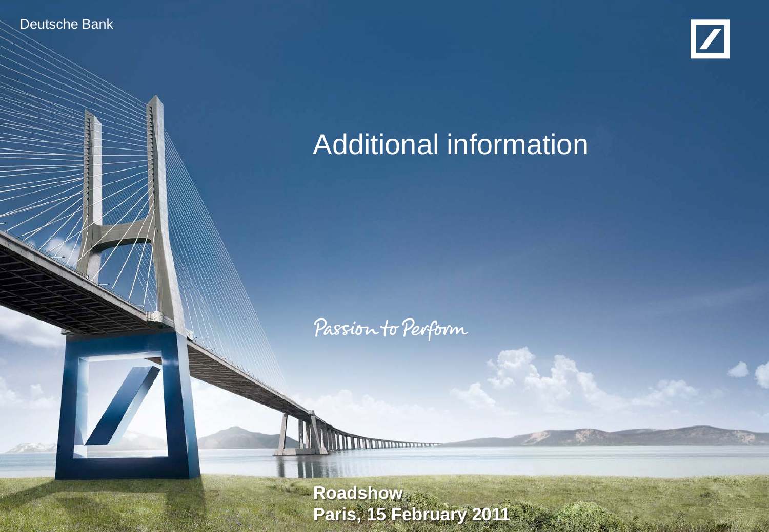Deutsche Bank

# Additional information

Passion to Perform

**Roadshow**
**Paris, 15 February 2011**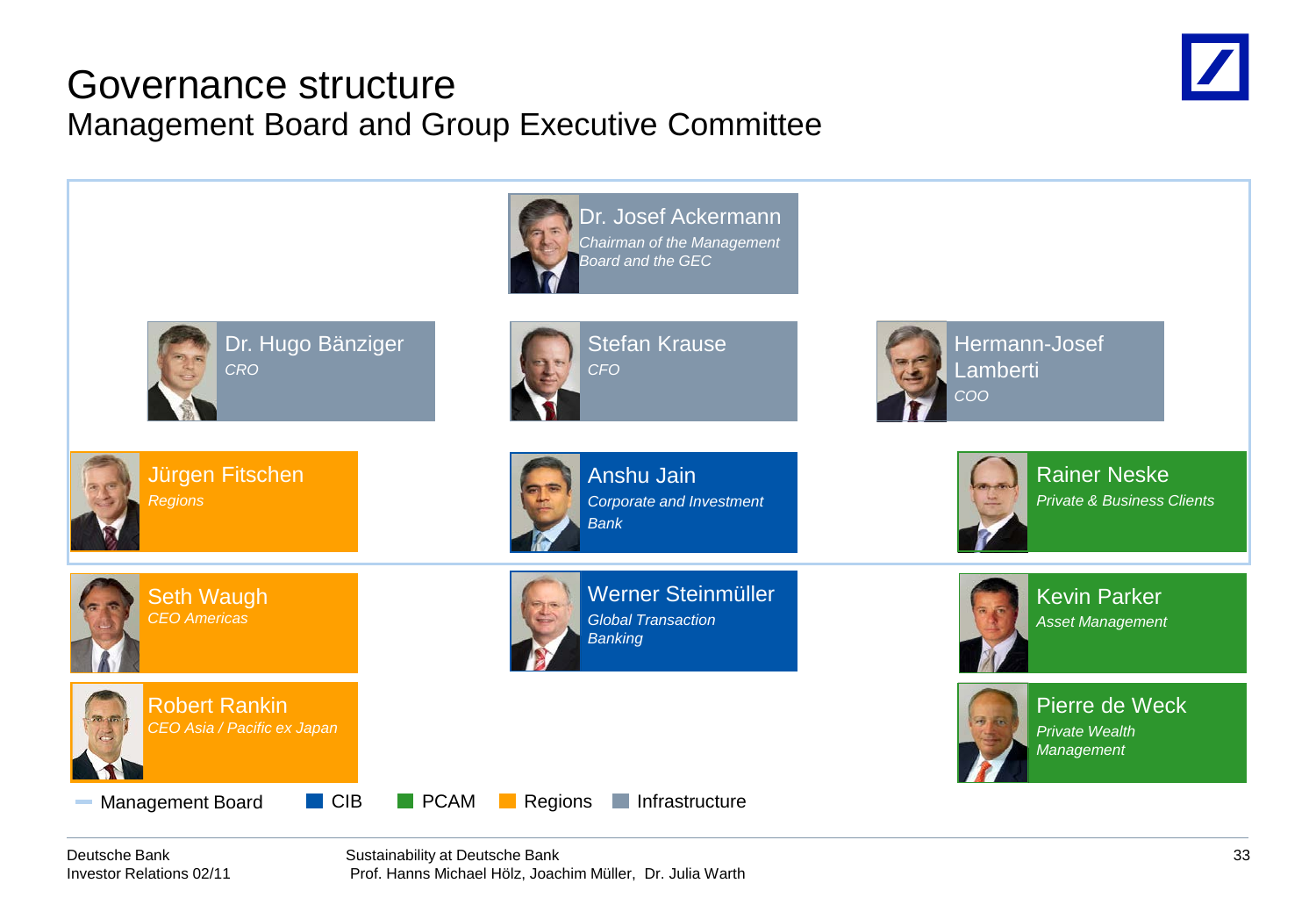# Governance structure

## Management Board and Group Executive Committee

**Dr. Josef Ackermann**
*Chairman of the Management Board and the GEC*

**Dr. Hugo Bänziger**
*CRO*

**Stefan Krause**
*CFO*

**Hermann-Josef Lamberti**
*COO*

**Jürgen Fitschen**
*Regions*

**Anshu Jain**
*Corporate and Investment Bank*

**Rainer Neske**
*Private & Business Clients*

**Seth Waugh**
*CEO Americas*

**Werner Steinmüller**
*Global Transaction Banking*

**Kevin Parker**
*Asset Management*

**Robert Rankin**
*CEO Asia / Pacific ex Japan*

**Pierre de Weck**
*Private Wealth Management*

Legend: Management Board | CIB | PCAM | Regions | Infrastructure

Deutsche Bank
Investor Relations 02/11

Sustainability at Deutsche Bank
Prof. Hanns Michael Hölz, Joachim Müller, Dr. Julia Warth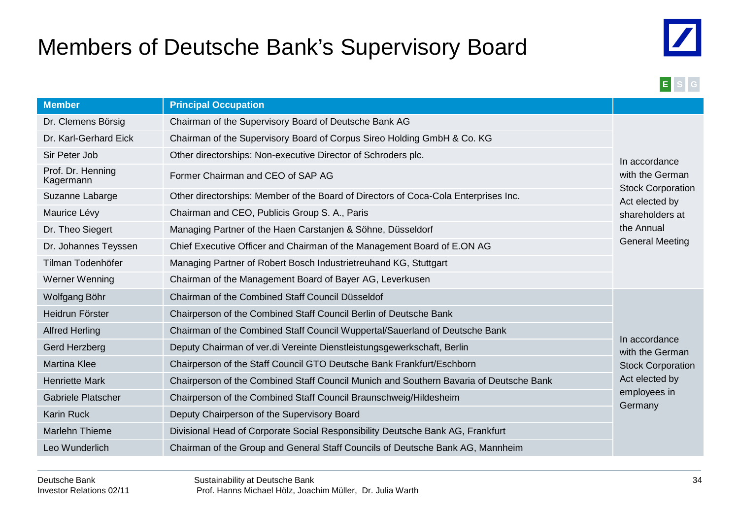# Members of Deutsche Bank's Supervisory Board

E S G

| Member | Principal Occupation | |
|---|---|---|
| Dr. Clemens Börsig | Chairman of the Supervisory Board of Deutsche Bank AG | In accordance with the German Stock Corporation Act elected by shareholders at the Annual General Meeting |
| Dr. Karl-Gerhard Eick | Chairman of the Supervisory Board of Corpus Sireo Holding GmbH & Co. KG | |
| Sir Peter Job | Other directorships: Non-executive Director of Schroders plc. | |
| Prof. Dr. Henning Kagermann | Former Chairman and CEO of SAP AG | |
| Suzanne Labarge | Other directorships: Member of the Board of Directors of Coca-Cola Enterprises Inc. | |
| Maurice Lévy | Chairman and CEO, Publicis Group S. A., Paris | |
| Dr. Theo Siegert | Managing Partner of the Haen Carstanjen & Söhne, Düsseldorf | |
| Dr. Johannes Teyssen | Chief Executive Officer and Chairman of the Management Board of E.ON AG | |
| Tilman Todenhöfer | Managing Partner of Robert Bosch Industrietreuhand KG, Stuttgart | |
| Werner Wenning | Chairman of the Management Board of Bayer AG, Leverkusen | |
| Wolfgang Böhr | Chairman of the Combined Staff Council Düsseldof | In accordance with the German Stock Corporation Act elected by employees in Germany |
| Heidrun Förster | Chairperson of the Combined Staff Council Berlin of Deutsche Bank | |
| Alfred Herling | Chairman of the Combined Staff Council Wuppertal/Sauerland of Deutsche Bank | |
| Gerd Herzberg | Deputy Chairman of ver.di Vereinte Dienstleistungsgewerkschaft, Berlin | |
| Martina Klee | Chairperson of the Staff Council GTO Deutsche Bank Frankfurt/Eschborn | |
| Henriette Mark | Chairperson of the Combined Staff Council Munich and Southern Bavaria of Deutsche Bank | |
| Gabriele Platscher | Chairperson of the Combined Staff Council Braunschweig/Hildesheim | |
| Karin Ruck | Deputy Chairperson of the Supervisory Board | |
| Marlehn Thieme | Divisional Head of Corporate Social Responsibility Deutsche Bank AG, Frankfurt | |
| Leo Wunderlich | Chairman of the Group and General Staff Councils of Deutsche Bank AG, Mannheim | |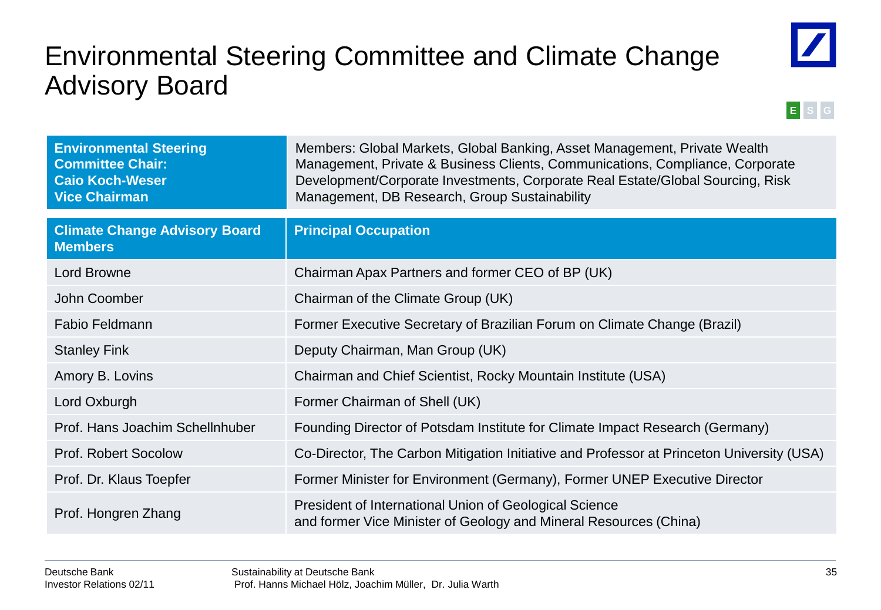# Environmental Steering Committee and Climate Change Advisory Board

E S G

| **Environmental Steering Committee Chair: Caio Koch-Weser Vice Chairman** | Members: Global Markets, Global Banking, Asset Management, Private Wealth Management, Private & Business Clients, Communications, Compliance, Corporate Development/Corporate Investments, Corporate Real Estate/Global Sourcing, Risk Management, DB Research, Group Sustainability |
|---|---|

| **Climate Change Advisory Board Members** | **Principal Occupation** |
|---|---|
| Lord Browne | Chairman Apax Partners and former CEO of BP (UK) |
| John Coomber | Chairman of the Climate Group (UK) |
| Fabio Feldmann | Former Executive Secretary of Brazilian Forum on Climate Change (Brazil) |
| Stanley Fink | Deputy Chairman, Man Group (UK) |
| Amory B. Lovins | Chairman and Chief Scientist, Rocky Mountain Institute (USA) |
| Lord Oxburgh | Former Chairman of Shell (UK) |
| Prof. Hans Joachim Schellnhuber | Founding Director of Potsdam Institute for Climate Impact Research (Germany) |
| Prof. Robert Socolow | Co-Director, The Carbon Mitigation Initiative and Professor at Princeton University (USA) |
| Prof. Dr. Klaus Toepfer | Former Minister for Environment (Germany), Former UNEP Executive Director |
| Prof. Hongren Zhang | President of International Union of Geological Science and former Vice Minister of Geology and Mineral Resources (China) |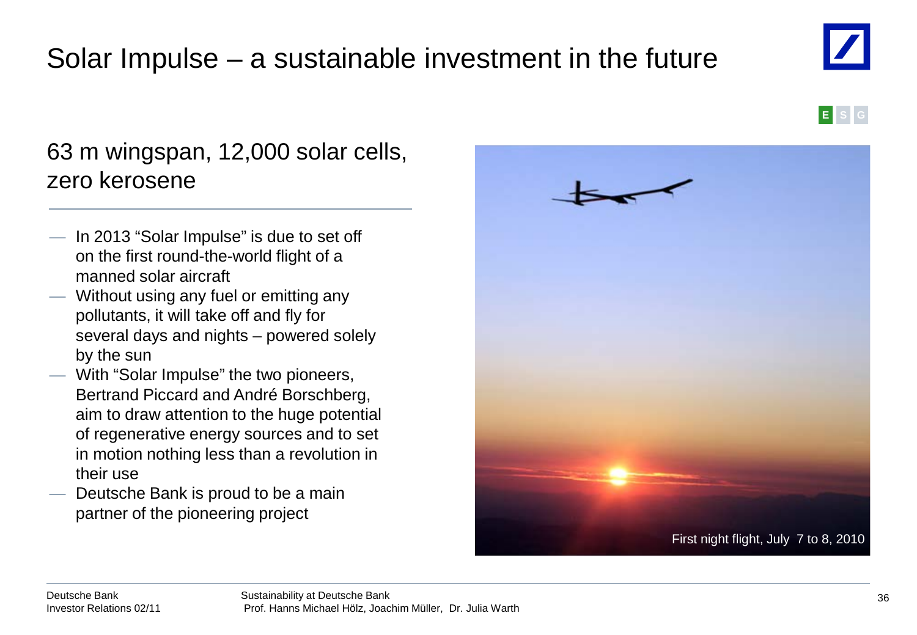# Solar Impulse – a sustainable investment in the future

E S G

## 63 m wingspan, 12,000 solar cells, zero kerosene

- In 2013 “Solar Impulse” is due to set off on the first round-the-world flight of a manned solar aircraft
- Without using any fuel or emitting any pollutants, it will take off and fly for several days and nights – powered solely by the sun
- With “Solar Impulse” the two pioneers, Bertrand Piccard and André Borschberg, aim to draw attention to the huge potential of regenerative energy sources and to set in motion nothing less than a revolution in their use
- Deutsche Bank is proud to be a main partner of the pioneering project

First night flight, July 7 to 8, 2010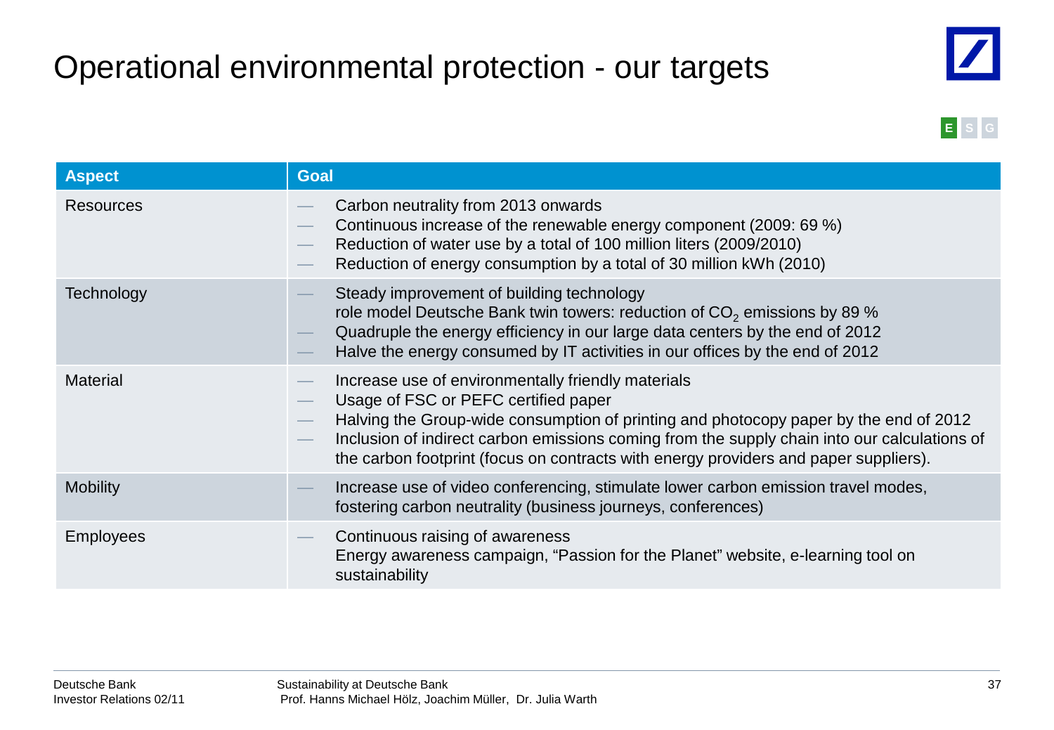# Operational environmental protection - our targets

E S G

| Aspect | Goal |
|---|---|
| Resources | — Carbon neutrality from 2013 onwards<br>— Continuous increase of the renewable energy component (2009: 69 %)<br>— Reduction of water use by a total of 100 million liters (2009/2010)<br>— Reduction of energy consumption by a total of 30 million kWh (2010) |
| Technology | — Steady improvement of building technology<br>role model Deutsche Bank twin towers: reduction of $CO_2$ emissions by 89 %<br>— Quadruple the energy efficiency in our large data centers by the end of 2012<br>— Halve the energy consumed by IT activities in our offices by the end of 2012 |
| Material | — Increase use of environmentally friendly materials<br>— Usage of FSC or PEFC certified paper<br>— Halving the Group-wide consumption of printing and photocopy paper by the end of 2012<br>— Inclusion of indirect carbon emissions coming from the supply chain into our calculations of the carbon footprint (focus on contracts with energy providers and paper suppliers). |
| Mobility | — Increase use of video conferencing, stimulate lower carbon emission travel modes, fostering carbon neutrality (business journeys, conferences) |
| Employees | — Continuous raising of awareness<br>Energy awareness campaign, “Passion for the Planet” website, e-learning tool on sustainability |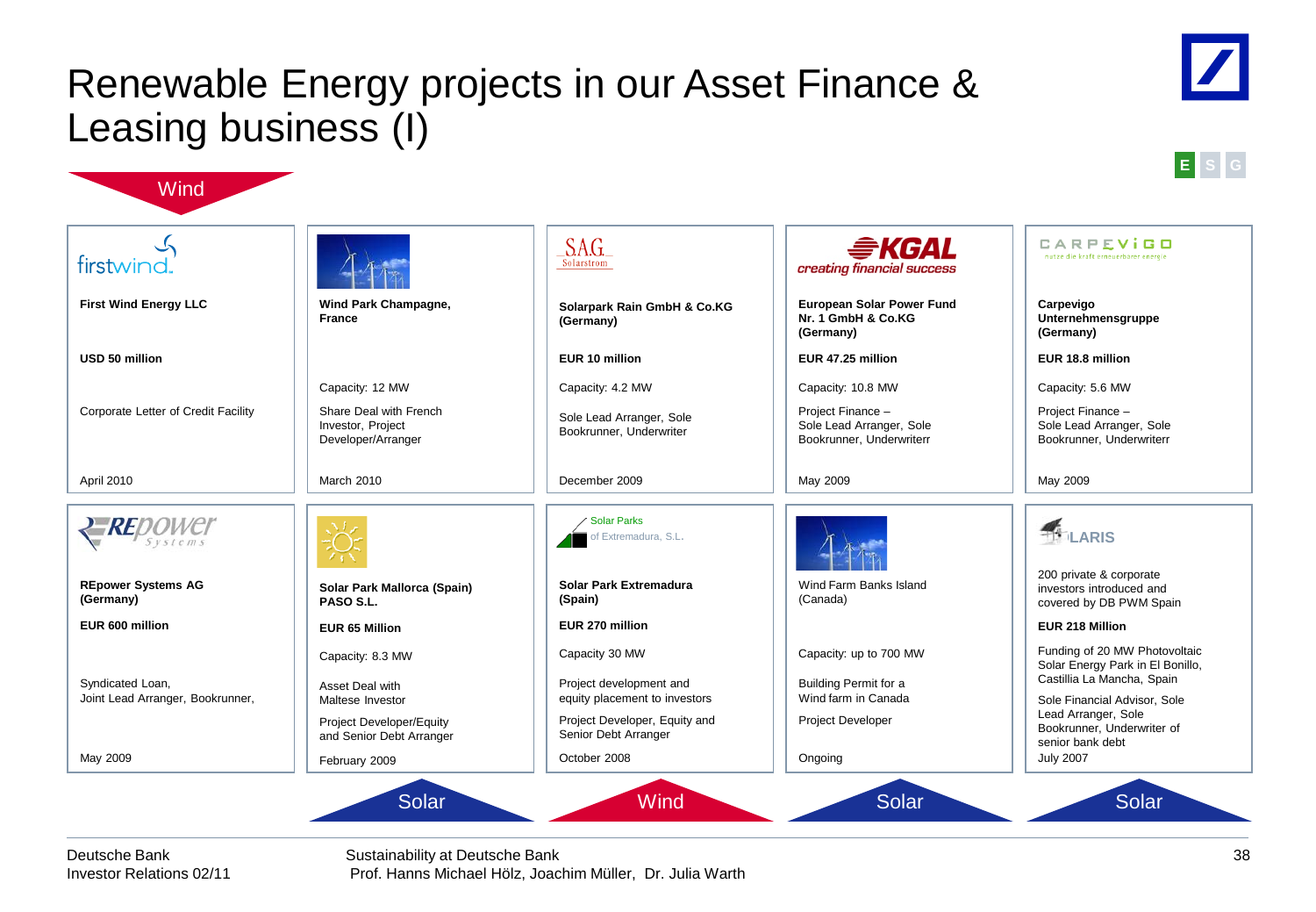# Renewable Energy projects in our Asset Finance & Leasing business (I)

E S G

| Wind | Solar | Wind | Solar | Solar |
|---|---|---|---|---|
| firstwind. | | SAG. Solarstrom | KGAL creating financial success | CARPEVIGO nutze die kraft erneuerbarer energie |
| **First Wind Energy LLC** | **Wind Park Champagne, France** | **Solarpark Rain GmbH & Co.KG (Germany)** | **European Solar Power Fund Nr. 1 GmbH & Co.KG (Germany)** | **Carpevigo Unternehmensgruppe (Germany)** |
| **USD 50 million** | | **EUR 10 million** | **EUR 47.25 million** | **EUR 18.8 million** |
| | Capacity: 12 MW | Capacity: 4.2 MW | Capacity: 10.8 MW | Capacity: 5.6 MW |
| Corporate Letter of Credit Facility | Share Deal with French Investor, Project Developer/Arranger | Sole Lead Arranger, Sole Bookrunner, Underwriter | Project Finance – Sole Lead Arranger, Sole Bookrunner, Underwriterr | Project Finance – Sole Lead Arranger, Sole Bookrunner, Underwriterr |
| April 2010 | March 2010 | December 2009 | May 2009 | May 2009 |

| | | | | |
|---|---|---|---|---|
| REpower Systems | | Solar Parks of Extremadura, S.L. | | LARIS |
| **REpower Systems AG (Germany)** | **Solar Park Mallorca (Spain) PASO S.L.** | **Solar Park Extremadura (Spain)** | Wind Farm Banks Island (Canada) | 200 private & corporate investors introduced and covered by DB PWM Spain |
| **EUR 600 million** | **EUR 65 Million** | **EUR 270 million** | | **EUR 218 Million** |
| | Capacity: 8.3 MW | Capacity 30 MW | Capacity: up to 700 MW | Funding of 20 MW Photovoltaic Solar Energy Park in El Bonillo, Castillia La Mancha, Spain |
| Syndicated Loan, Joint Lead Arranger, Bookrunner, | Asset Deal with Maltese Investor<br>Project Developer/Equity and Senior Debt Arranger | Project development and equity placement to investors<br>Project Developer, Equity and Senior Debt Arranger | Building Permit for a Wind farm in Canada<br>Project Developer | Sole Financial Advisor, Sole Lead Arranger, Sole Bookrunner, Underwriter of senior bank debt |
| May 2009 | February 2009 | October 2008 | Ongoing | July 2007 |
| | Solar | Wind | Solar | Solar |

Deutsche Bank
Investor Relations 02/11

Sustainability at Deutsche Bank
Prof. Hanns Michael Hölz, Joachim Müller, Dr. Julia Warth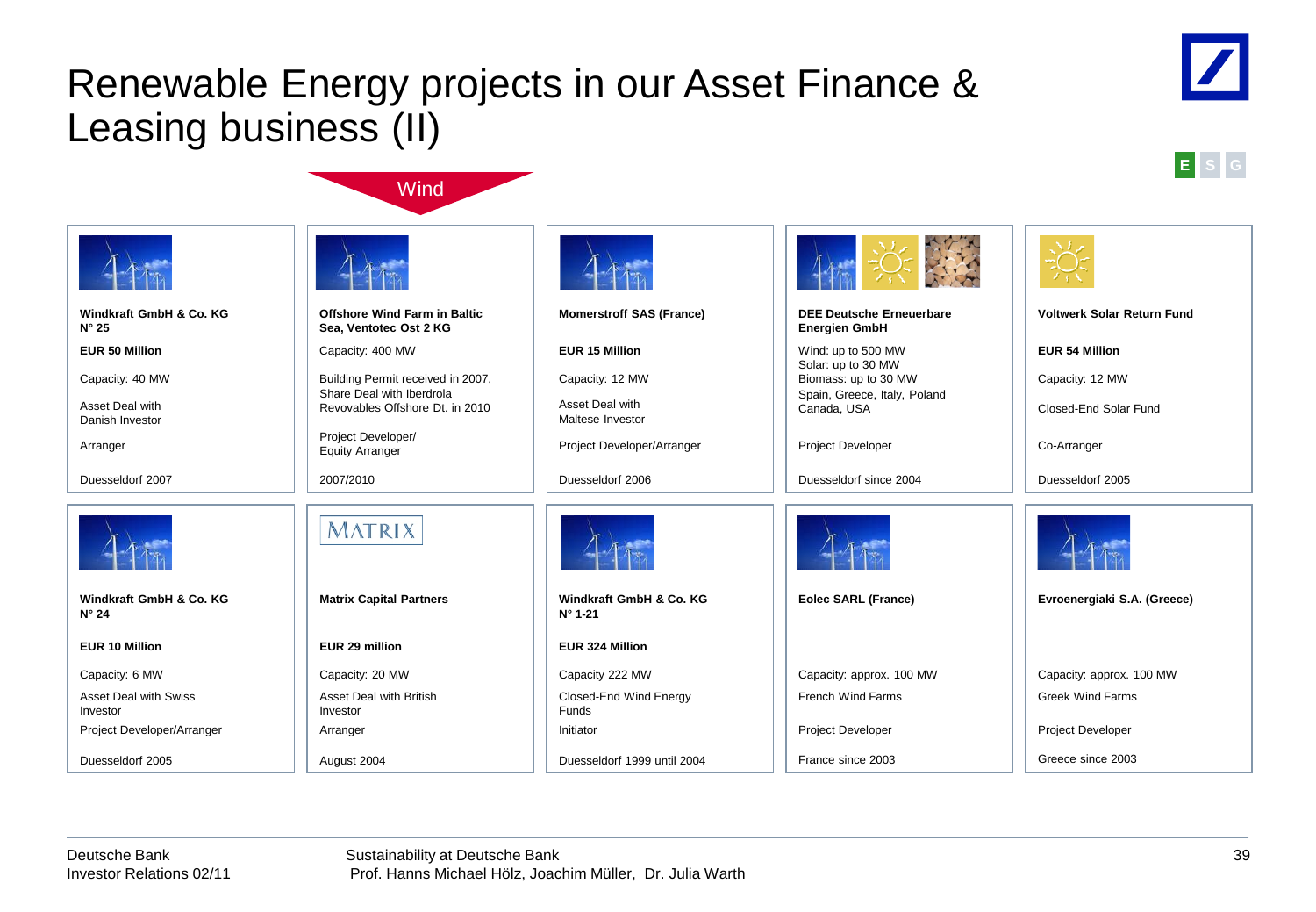# Renewable Energy projects in our Asset Finance & Leasing business (II)

E S G

Wind

| **Windkraft GmbH & Co. KG N° 25** | **Offshore Wind Farm in Baltic Sea, Ventotec Ost 2 KG** | **Momerstroff SAS (France)** | **DEE Deutsche Erneuerbare Energien GmbH** | **Voltwerk Solar Return Fund** |
|---|---|---|---|---|
| **EUR 50 Million** | Capacity: 400 MW | **EUR 15 Million** | Wind: up to 500 MW<br>Solar: up to 30 MW<br>Biomass: up to 30 MW<br>Spain, Greece, Italy, Poland Canada, USA | **EUR 54 Million** |
| Capacity: 40 MW | Building Permit received in 2007, Share Deal with Iberdrola Revovables Offshore Dt. in 2010 | Capacity: 12 MW | | Capacity: 12 MW |
| Asset Deal with Danish Investor | | Asset Deal with Maltese Investor | | Closed-End Solar Fund |
| Arranger | Project Developer/ Equity Arranger | Project Developer/Arranger | Project Developer | Co-Arranger |
| Duesseldorf 2007 | 2007/2010 | Duesseldorf 2006 | Duesseldorf since 2004 | Duesseldorf 2005 |

| **Windkraft GmbH & Co. KG N° 24** | MATRIX<br>**Matrix Capital Partners** | **Windkraft GmbH & Co. KG N° 1-21** | **Eolec SARL (France)** | **Evroenergiaki S.A. (Greece)** |
|---|---|---|---|---|
| **EUR 10 Million** | **EUR 29 million** | **EUR 324 Million** | | |
| Capacity: 6 MW | Capacity: 20 MW | Capacity 222 MW | Capacity: approx. 100 MW | Capacity: approx. 100 MW |
| Asset Deal with Swiss Investor | Asset Deal with British Investor | Closed-End Wind Energy Funds | French Wind Farms | Greek Wind Farms |
| Project Developer/Arranger | Arranger | Initiator | Project Developer | Project Developer |
| Duesseldorf 2005 | August 2004 | Duesseldorf 1999 until 2004 | France since 2003 | Greece since 2003 |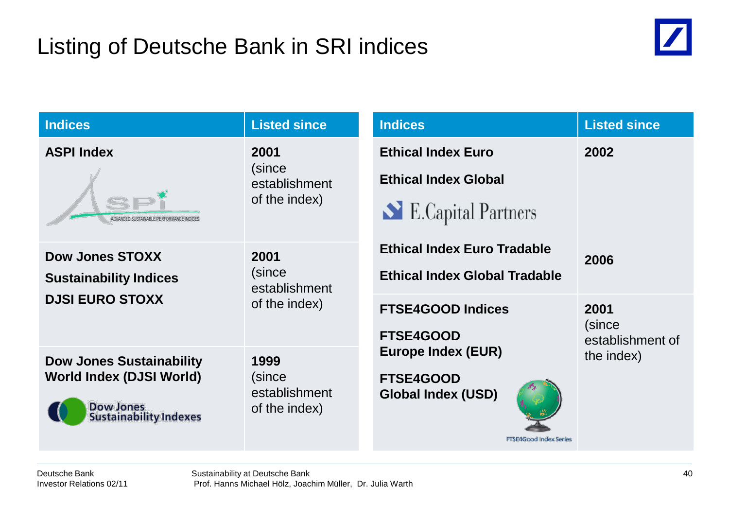# Listing of Deutsche Bank in SRI indices

| Indices | Listed since |
| --- | --- |
| **ASPI Index** | **2001** (since establishment of the index) |
| **Dow Jones STOXX Sustainability Indices DJSI EURO STOXX** | **2001** (since establishment of the index) |
| **Dow Jones Sustainability World Index (DJSI World)** | **1999** (since establishment of the index) |

| Indices | Listed since |
| --- | --- |
| **Ethical Index Euro**<br>**Ethical Index Global**<br>E.Capital Partners | **2002** |
| **Ethical Index Euro Tradable**<br>**Ethical Index Global Tradable** | **2006** |
| **FTSE4GOOD Indices**<br>**FTSE4GOOD Europe Index (EUR)**<br>**FTSE4GOOD Global Index (USD)** | **2001** (since establishment of the index) |

Deutsche Bank
Investor Relations 02/11

Sustainability at Deutsche Bank
Prof. Hanns Michael Hölz, Joachim Müller, Dr. Julia Warth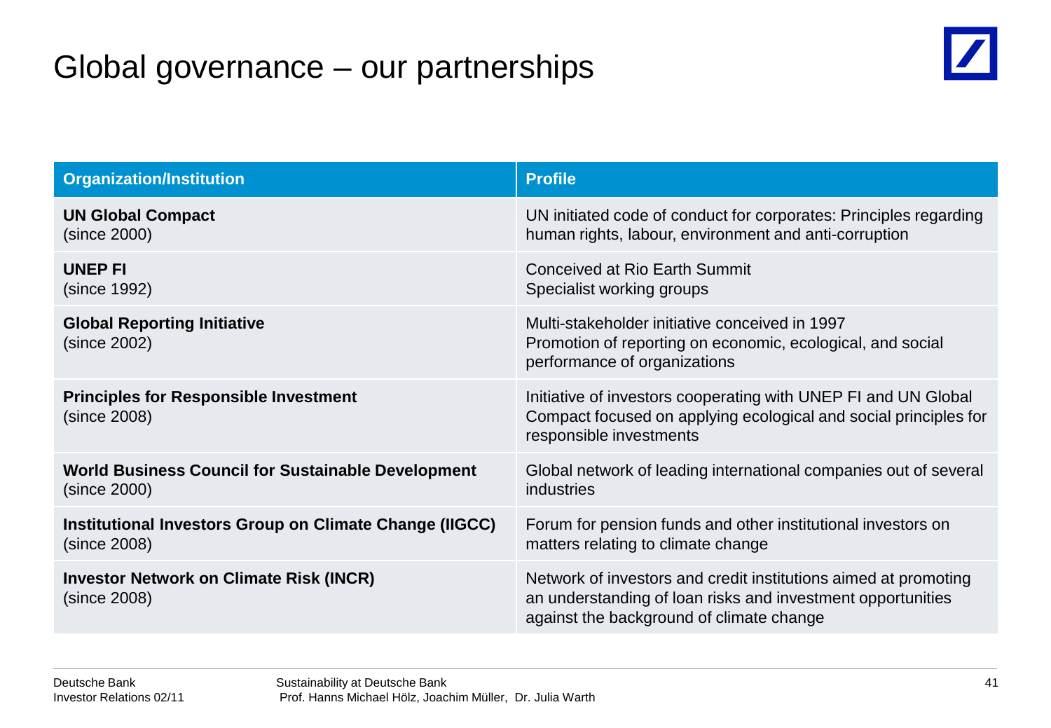# Global governance – our partnerships

| Organization/Institution | Profile |
|---|---|
| **UN Global Compact** (since 2000) | UN initiated code of conduct for corporates: Principles regarding human rights, labour, environment and anti-corruption |
| **UNEP FI** (since 1992) | Conceived at Rio Earth Summit<br>Specialist working groups |
| **Global Reporting Initiative** (since 2002) | Multi-stakeholder initiative conceived in 1997<br>Promotion of reporting on economic, ecological, and social performance of organizations |
| **Principles for Responsible Investment** (since 2008) | Initiative of investors cooperating with UNEP FI and UN Global Compact focused on applying ecological and social principles for responsible investments |
| **World Business Council for Sustainable Development** (since 2000) | Global network of leading international companies out of several industries |
| **Institutional Investors Group on Climate Change (IIGCC)** (since 2008) | Forum for pension funds and other institutional investors on matters relating to climate change |
| **Investor Network on Climate Risk (INCR)** (since 2008) | Network of investors and credit institutions aimed at promoting an understanding of loan risks and investment opportunities against the background of climate change |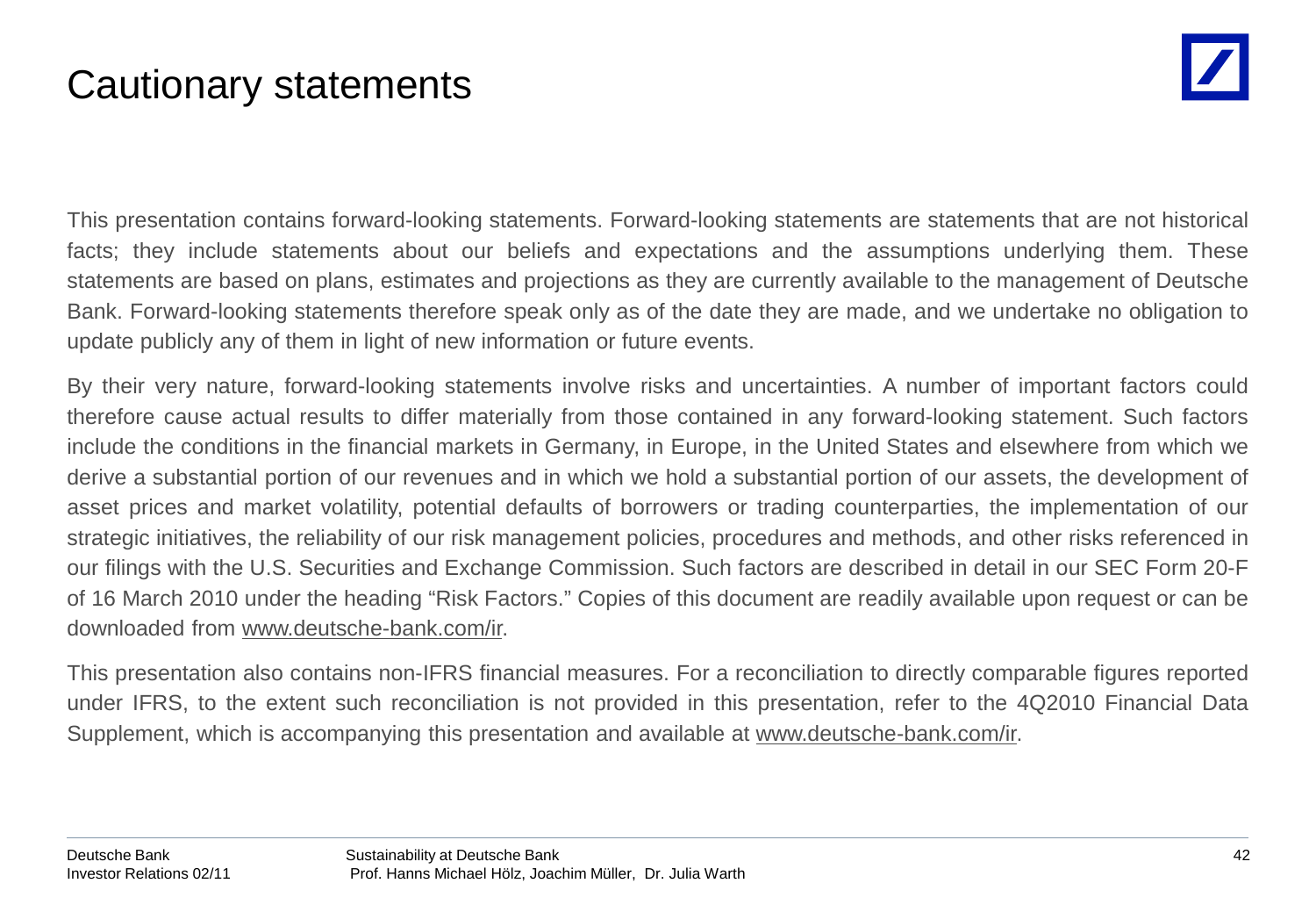# Cautionary statements

This presentation contains forward-looking statements. Forward-looking statements are statements that are not historical facts; they include statements about our beliefs and expectations and the assumptions underlying them. These statements are based on plans, estimates and projections as they are currently available to the management of Deutsche Bank. Forward-looking statements therefore speak only as of the date they are made, and we undertake no obligation to update publicly any of them in light of new information or future events.

By their very nature, forward-looking statements involve risks and uncertainties. A number of important factors could therefore cause actual results to differ materially from those contained in any forward-looking statement. Such factors include the conditions in the financial markets in Germany, in Europe, in the United States and elsewhere from which we derive a substantial portion of our revenues and in which we hold a substantial portion of our assets, the development of asset prices and market volatility, potential defaults of borrowers or trading counterparties, the implementation of our strategic initiatives, the reliability of our risk management policies, procedures and methods, and other risks referenced in our filings with the U.S. Securities and Exchange Commission. Such factors are described in detail in our SEC Form 20-F of 16 March 2010 under the heading "Risk Factors." Copies of this document are readily available upon request or can be downloaded from www.deutsche-bank.com/ir.

This presentation also contains non-IFRS financial measures. For a reconciliation to directly comparable figures reported under IFRS, to the extent such reconciliation is not provided in this presentation, refer to the 4Q2010 Financial Data Supplement, which is accompanying this presentation and available at www.deutsche-bank.com/ir.